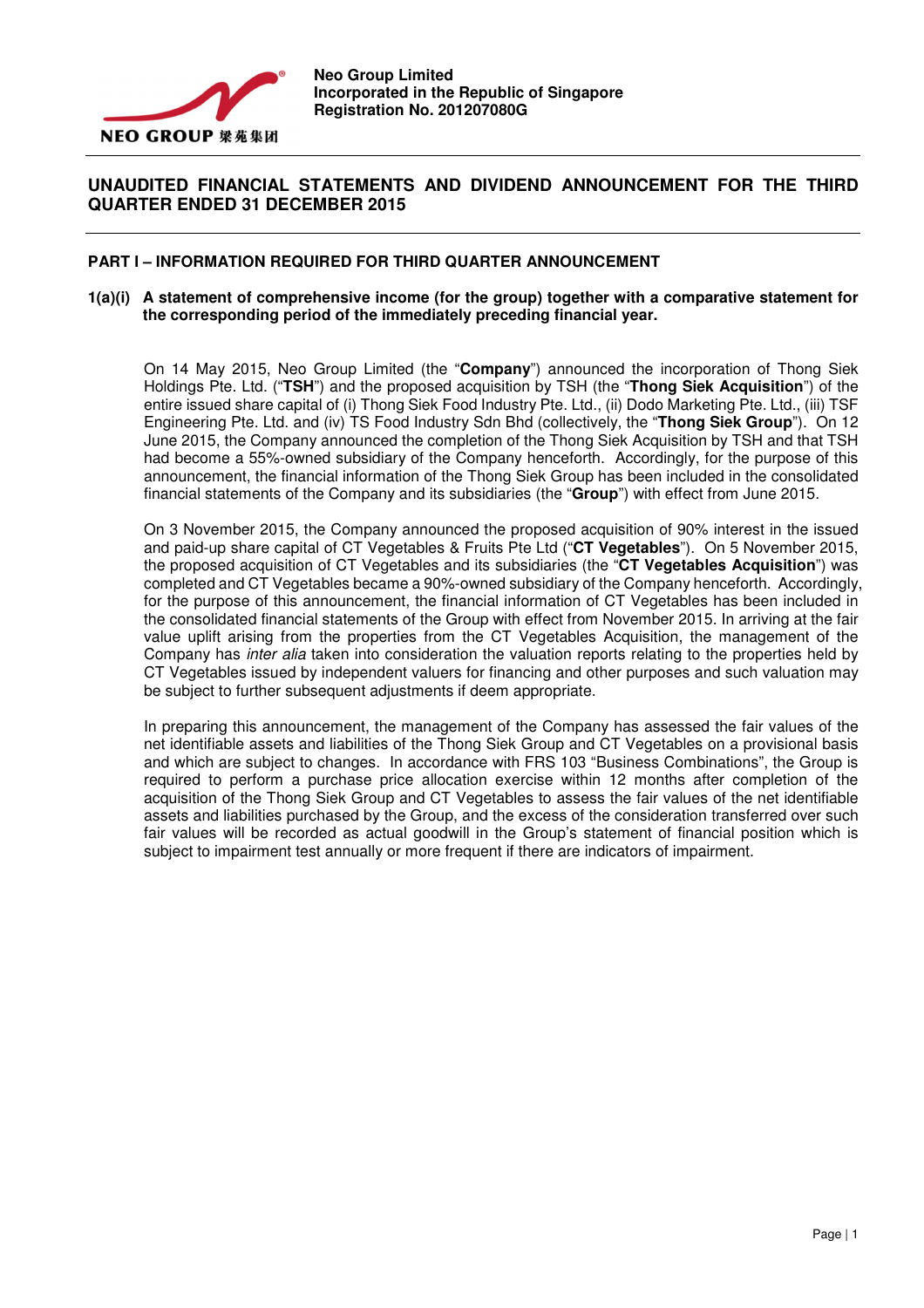NEO GROUP 梁苑集团

**Neo Group Limited**
**Incorporated in the Republic of Singapore**
**Registration No. 201207080G**

---

# UNAUDITED FINANCIAL STATEMENTS AND DIVIDEND ANNOUNCEMENT FOR THE THIRD QUARTER ENDED 31 DECEMBER 2015

---

## PART I – INFORMATION REQUIRED FOR THIRD QUARTER ANNOUNCEMENT

### 1(a)(i) A statement of comprehensive income (for the group) together with a comparative statement for the corresponding period of the immediately preceding financial year.

On 14 May 2015, Neo Group Limited (the "**Company**") announced the incorporation of Thong Siek Holdings Pte. Ltd. ("**TSH**") and the proposed acquisition by TSH (the "**Thong Siek Acquisition**") of the entire issued share capital of (i) Thong Siek Food Industry Pte. Ltd., (ii) Dodo Marketing Pte. Ltd., (iii) TSF Engineering Pte. Ltd. and (iv) TS Food Industry Sdn Bhd (collectively, the "**Thong Siek Group**"). On 12 June 2015, the Company announced the completion of the Thong Siek Acquisition by TSH and that TSH had become a 55%-owned subsidiary of the Company henceforth. Accordingly, for the purpose of this announcement, the financial information of the Thong Siek Group has been included in the consolidated financial statements of the Company and its subsidiaries (the "**Group**") with effect from June 2015.

On 3 November 2015, the Company announced the proposed acquisition of 90% interest in the issued and paid-up share capital of CT Vegetables & Fruits Pte Ltd ("**CT Vegetables**"). On 5 November 2015, the proposed acquisition of CT Vegetables and its subsidiaries (the "**CT Vegetables Acquisition**") was completed and CT Vegetables became a 90%-owned subsidiary of the Company henceforth. Accordingly, for the purpose of this announcement, the financial information of CT Vegetables has been included in the consolidated financial statements of the Group with effect from November 2015. In arriving at the fair value uplift arising from the properties from the CT Vegetables Acquisition, the management of the Company has *inter alia* taken into consideration the valuation reports relating to the properties held by CT Vegetables issued by independent valuers for financing and other purposes and such valuation may be subject to further subsequent adjustments if deem appropriate.

In preparing this announcement, the management of the Company has assessed the fair values of the net identifiable assets and liabilities of the Thong Siek Group and CT Vegetables on a provisional basis and which are subject to changes. In accordance with FRS 103 "Business Combinations", the Group is required to perform a purchase price allocation exercise within 12 months after completion of the acquisition of the Thong Siek Group and CT Vegetables to assess the fair values of the net identifiable assets and liabilities purchased by the Group, and the excess of the consideration transferred over such fair values will be recorded as actual goodwill in the Group's statement of financial position which is subject to impairment test annually or more frequent if there are indicators of impairment.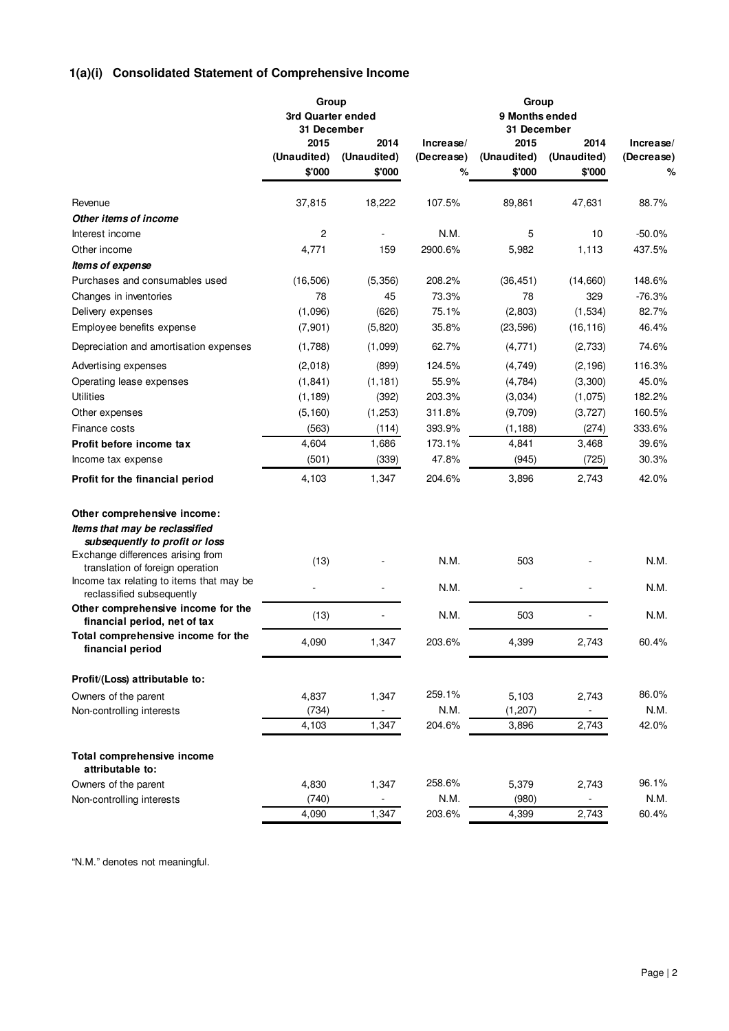### 1(a)(i) Consolidated Statement of Comprehensive Income

| | Group | | | Group | | |
|---|---|---|---|---|---|---|
| | 3rd Quarter ended 31 December | | | 9 Months ended 31 December | | |
| | 2015 (Unaudited) | 2014 (Unaudited) | Increase/ (Decrease) | 2015 (Unaudited) | 2014 (Unaudited) | Increase/ (Decrease) |
| | $'000 | $'000 | % | $'000 | $'000 | % |
| Revenue | 37,815 | 18,222 | 107.5% | 89,861 | 47,631 | 88.7% |
| ***Other items of income*** | | | | | | |
| Interest income | 2 | - | N.M. | 5 | 10 | -50.0% |
| Other income | 4,771 | 159 | 2900.6% | 5,982 | 1,113 | 437.5% |
| ***Items of expense*** | | | | | | |
| Purchases and consumables used | (16,506) | (5,356) | 208.2% | (36,451) | (14,660) | 148.6% |
| Changes in inventories | 78 | 45 | 73.3% | 78 | 329 | -76.3% |
| Delivery expenses | (1,096) | (626) | 75.1% | (2,803) | (1,534) | 82.7% |
| Employee benefits expense | (7,901) | (5,820) | 35.8% | (23,596) | (16,116) | 46.4% |
| Depreciation and amortisation expenses | (1,788) | (1,099) | 62.7% | (4,771) | (2,733) | 74.6% |
| Advertising expenses | (2,018) | (899) | 124.5% | (4,749) | (2,196) | 116.3% |
| Operating lease expenses | (1,841) | (1,181) | 55.9% | (4,784) | (3,300) | 45.0% |
| Utilities | (1,189) | (392) | 203.3% | (3,034) | (1,075) | 182.2% |
| Other expenses | (5,160) | (1,253) | 311.8% | (9,709) | (3,727) | 160.5% |
| Finance costs | (563) | (114) | 393.9% | (1,188) | (274) | 333.6% |
| **Profit before income tax** | 4,604 | 1,686 | 173.1% | 4,841 | 3,468 | 39.6% |
| Income tax expense | (501) | (339) | 47.8% | (945) | (725) | 30.3% |
| **Profit for the financial period** | 4,103 | 1,347 | 204.6% | 3,896 | 2,743 | 42.0% |
| | | | | | | |
| **Other comprehensive income:** | | | | | | |
| ***Items that may be reclassified subsequently to profit or loss*** | | | | | | |
| Exchange differences arising from translation of foreign operation | (13) | - | N.M. | 503 | - | N.M. |
| Income tax relating to items that may be reclassified subsequently | - | - | N.M. | - | - | N.M. |
| **Other comprehensive income for the financial period, net of tax** | (13) | - | N.M. | 503 | - | N.M. |
| **Total comprehensive income for the financial period** | 4,090 | 1,347 | 203.6% | 4,399 | 2,743 | 60.4% |
| | | | | | | |
| **Profit/(Loss) attributable to:** | | | | | | |
| Owners of the parent | 4,837 | 1,347 | 259.1% | 5,103 | 2,743 | 86.0% |
| Non-controlling interests | (734) | - | N.M. | (1,207) | - | N.M. |
| | 4,103 | 1,347 | 204.6% | 3,896 | 2,743 | 42.0% |
| | | | | | | |
| **Total comprehensive income attributable to:** | | | | | | |
| Owners of the parent | 4,830 | 1,347 | 258.6% | 5,379 | 2,743 | 96.1% |
| Non-controlling interests | (740) | - | N.M. | (980) | - | N.M. |
| | 4,090 | 1,347 | 203.6% | 4,399 | 2,743 | 60.4% |

"N.M." denotes not meaningful.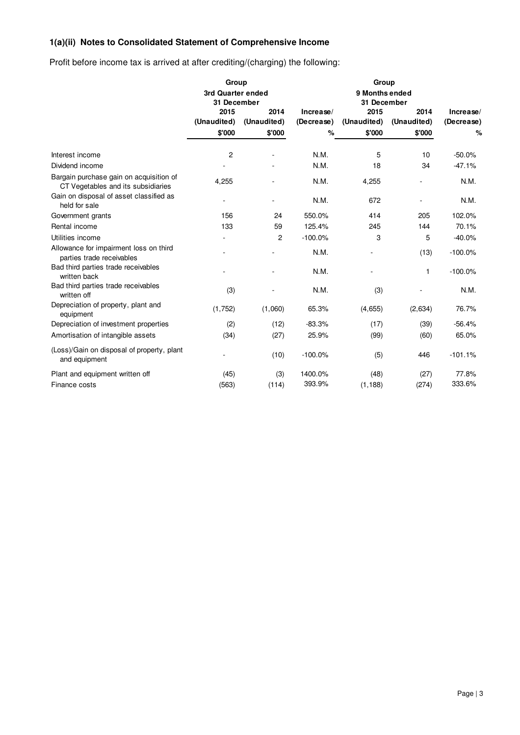### 1(a)(ii) Notes to Consolidated Statement of Comprehensive Income

Profit before income tax is arrived at after crediting/(charging) the following:

| | Group | | | Group | | |
|---|---|---|---|---|---|---|
| | 3rd Quarter ended 31 December | | | 9 Months ended 31 December | | |
| | 2015 (Unaudited) | 2014 (Unaudited) | Increase/ (Decrease) | 2015 (Unaudited) | 2014 (Unaudited) | Increase/ (Decrease) |
| | $'000 | $'000 | % | $'000 | $'000 | % |
| Interest income | 2 | - | N.M. | 5 | 10 | -50.0% |
| Dividend income | - | - | N.M. | 18 | 34 | -47.1% |
| Bargain purchase gain on acquisition of CT Vegetables and its subsidiaries | 4,255 | - | N.M. | 4,255 | - | N.M. |
| Gain on disposal of asset classified as held for sale | - | - | N.M. | 672 | - | N.M. |
| Government grants | 156 | 24 | 550.0% | 414 | 205 | 102.0% |
| Rental income | 133 | 59 | 125.4% | 245 | 144 | 70.1% |
| Utilities income | - | 2 | -100.0% | 3 | 5 | -40.0% |
| Allowance for impairment loss on third parties trade receivables | - | - | N.M. | - | (13) | -100.0% |
| Bad third parties trade receivables written back | - | - | N.M. | - | 1 | -100.0% |
| Bad third parties trade receivables written off | (3) | - | N.M. | (3) | - | N.M. |
| Depreciation of property, plant and equipment | (1,752) | (1,060) | 65.3% | (4,655) | (2,634) | 76.7% |
| Depreciation of investment properties | (2) | (12) | -83.3% | (17) | (39) | -56.4% |
| Amortisation of intangible assets | (34) | (27) | 25.9% | (99) | (60) | 65.0% |
| (Loss)/Gain on disposal of property, plant and equipment | - | (10) | -100.0% | (5) | 446 | -101.1% |
| Plant and equipment written off | (45) | (3) | 1400.0% | (48) | (27) | 77.8% |
| Finance costs | (563) | (114) | 393.9% | (1,188) | (274) | 333.6% |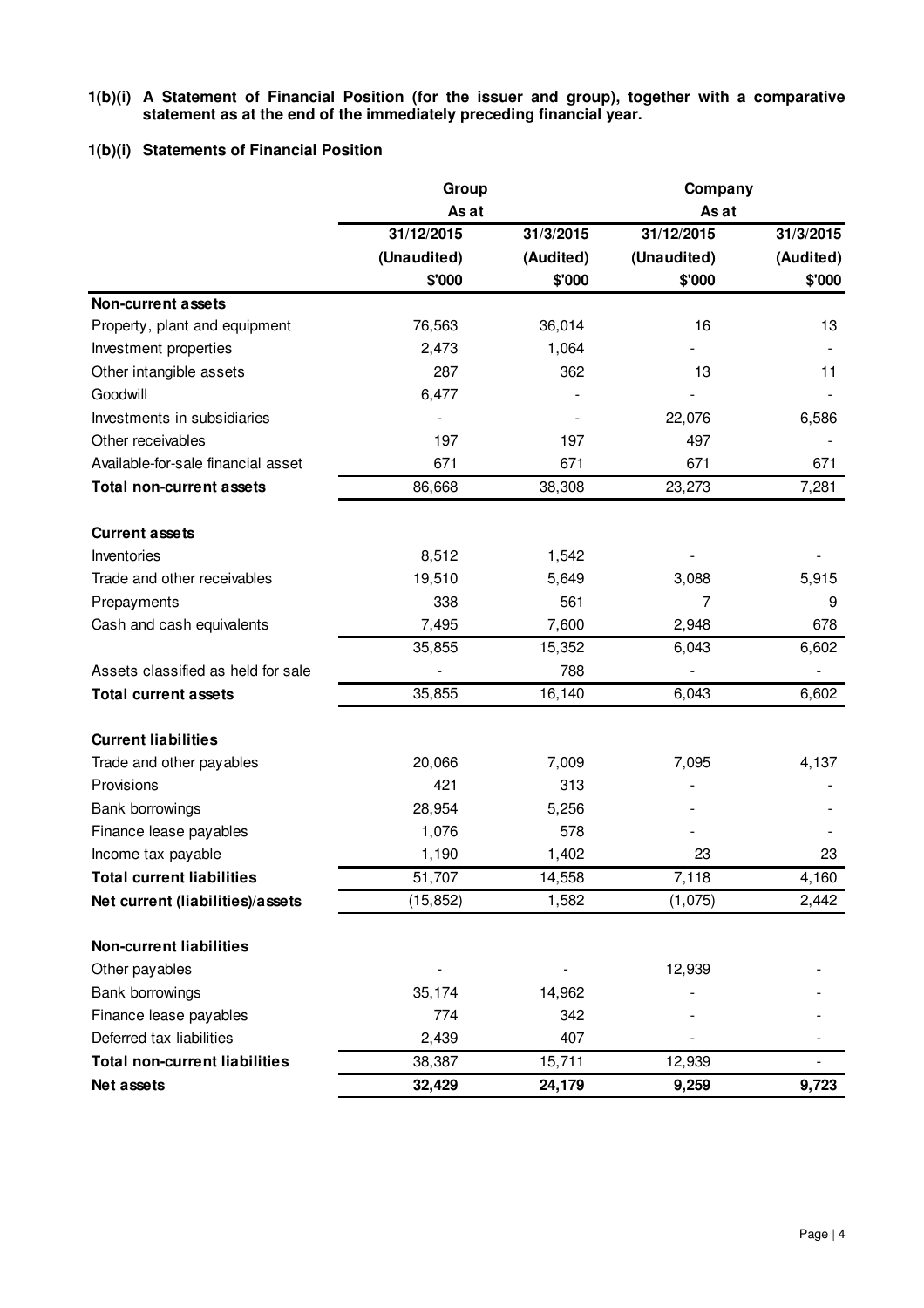**1(b)(i) A Statement of Financial Position (for the issuer and group), together with a comparative statement as at the end of the immediately preceding financial year.**

**1(b)(i) Statements of Financial Position**

| | Group | | Company | |
|---|---|---|---|---|
| | As at | | As at | |
| | 31/12/2015 | 31/3/2015 | 31/12/2015 | 31/3/2015 |
| | (Unaudited) | (Audited) | (Unaudited) | (Audited) |
| | $'000 | $'000 | $'000 | $'000 |
| **Non-current assets** | | | | |
| Property, plant and equipment | 76,563 | 36,014 | 16 | 13 |
| Investment properties | 2,473 | 1,064 | - | - |
| Other intangible assets | 287 | 362 | 13 | 11 |
| Goodwill | 6,477 | - | - | - |
| Investments in subsidiaries | - | - | 22,076 | 6,586 |
| Other receivables | 197 | 197 | 497 | - |
| Available-for-sale financial asset | 671 | 671 | 671 | 671 |
| **Total non-current assets** | 86,668 | 38,308 | 23,273 | 7,281 |
| | | | | |
| **Current assets** | | | | |
| Inventories | 8,512 | 1,542 | - | - |
| Trade and other receivables | 19,510 | 5,649 | 3,088 | 5,915 |
| Prepayments | 338 | 561 | 7 | 9 |
| Cash and cash equivalents | 7,495 | 7,600 | 2,948 | 678 |
| | 35,855 | 15,352 | 6,043 | 6,602 |
| Assets classified as held for sale | - | 788 | - | - |
| **Total current assets** | 35,855 | 16,140 | 6,043 | 6,602 |
| | | | | |
| **Current liabilities** | | | | |
| Trade and other payables | 20,066 | 7,009 | 7,095 | 4,137 |
| Provisions | 421 | 313 | - | - |
| Bank borrowings | 28,954 | 5,256 | - | - |
| Finance lease payables | 1,076 | 578 | - | - |
| Income tax payable | 1,190 | 1,402 | 23 | 23 |
| **Total current liabilities** | 51,707 | 14,558 | 7,118 | 4,160 |
| **Net current (liabilities)/assets** | (15,852) | 1,582 | (1,075) | 2,442 |
| | | | | |
| **Non-current liabilities** | | | | |
| Other payables | - | - | 12,939 | - |
| Bank borrowings | 35,174 | 14,962 | - | - |
| Finance lease payables | 774 | 342 | - | - |
| Deferred tax liabilities | 2,439 | 407 | - | - |
| **Total non-current liabilities** | 38,387 | 15,711 | 12,939 | - |
| **Net assets** | **32,429** | **24,179** | **9,259** | **9,723** |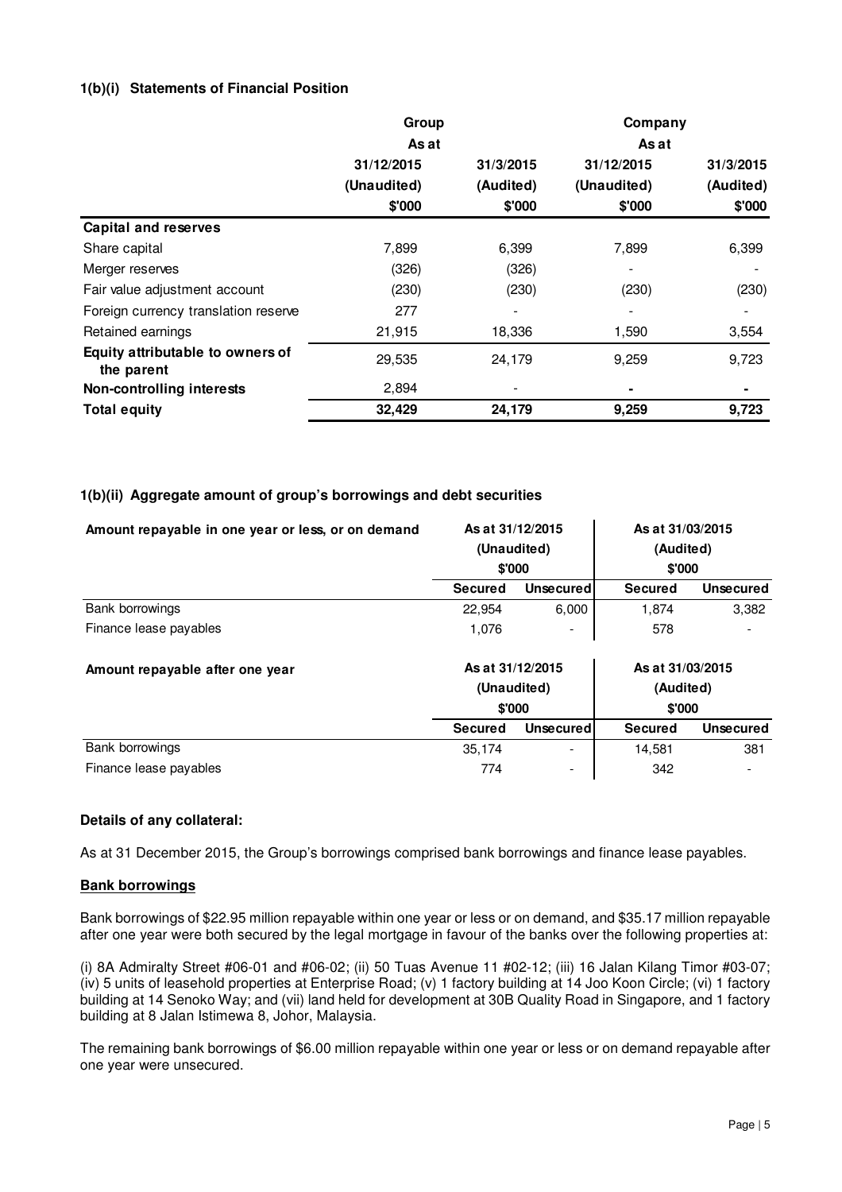### 1(b)(i) Statements of Financial Position

| | Group | | Company | |
|---|---|---|---|---|
| | As at | | As at | |
| | 31/12/2015 (Unaudited) | 31/3/2015 (Audited) | 31/12/2015 (Unaudited) | 31/3/2015 (Audited) |
| | $'000 | $'000 | $'000 | $'000 |
| **Capital and reserves** | | | | |
| Share capital | 7,899 | 6,399 | 7,899 | 6,399 |
| Merger reserves | (326) | (326) | - | - |
| Fair value adjustment account | (230) | (230) | (230) | (230) |
| Foreign currency translation reserve | 277 | - | - | - |
| Retained earnings | 21,915 | 18,336 | 1,590 | 3,554 |
| **Equity attributable to owners of the parent** | 29,535 | 24,179 | 9,259 | 9,723 |
| **Non-controlling interests** | 2,894 | - | - | - |
| **Total equity** | **32,429** | **24,179** | **9,259** | **9,723** |

### 1(b)(ii) Aggregate amount of group's borrowings and debt securities

| Amount repayable in one year or less, or on demand | As at 31/12/2015 (Unaudited) $'000 | | As at 31/03/2015 (Audited) $'000 | |
|---|---|---|---|---|
| | Secured | Unsecured | Secured | Unsecured |
| Bank borrowings | 22,954 | 6,000 | 1,874 | 3,382 |
| Finance lease payables | 1,076 | - | 578 | - |

| Amount repayable after one year | As at 31/12/2015 (Unaudited) $'000 | | As at 31/03/2015 (Audited) $'000 | |
|---|---|---|---|---|
| | Secured | Unsecured | Secured | Unsecured |
| Bank borrowings | 35,174 | - | 14,581 | 381 |
| Finance lease payables | 774 | - | 342 | - |

**Details of any collateral:**

As at 31 December 2015, the Group's borrowings comprised bank borrowings and finance lease payables.

**Bank borrowings**

Bank borrowings of $22.95 million repayable within one year or less or on demand, and $35.17 million repayable after one year were both secured by the legal mortgage in favour of the banks over the following properties at:

(i) 8A Admiralty Street #06-01 and #06-02; (ii) 50 Tuas Avenue 11 #02-12; (iii) 16 Jalan Kilang Timor #03-07; (iv) 5 units of leasehold properties at Enterprise Road; (v) 1 factory building at 14 Joo Koon Circle; (vi) 1 factory building at 14 Senoko Way; and (vii) land held for development at 30B Quality Road in Singapore, and 1 factory building at 8 Jalan Istimewa 8, Johor, Malaysia.

The remaining bank borrowings of $6.00 million repayable within one year or less or on demand repayable after one year were unsecured.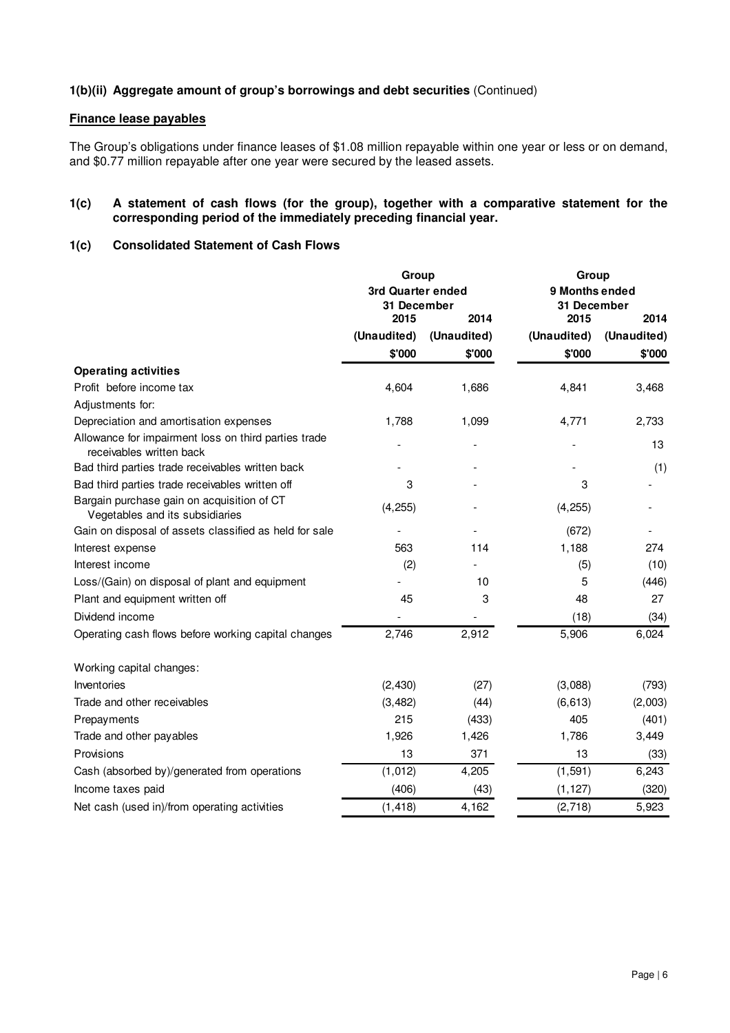### 1(b)(ii) Aggregate amount of group's borrowings and debt securities (Continued)

**Finance lease payables**

The Group's obligations under finance leases of $1.08 million repayable within one year or less or on demand, and $0.77 million repayable after one year were secured by the leased assets.

### 1(c) A statement of cash flows (for the group), together with a comparative statement for the corresponding period of the immediately preceding financial year.

### 1(c) Consolidated Statement of Cash Flows

| | Group | | Group | |
|---|---|---|---|---|
| | 3rd Quarter ended 31 December | | 9 Months ended 31 December | |
| | 2015 | 2014 | 2015 | 2014 |
| | (Unaudited) | (Unaudited) | (Unaudited) | (Unaudited) |
| | $'000 | $'000 | $'000 | $'000 |
| **Operating activities** | | | | |
| Profit before income tax | 4,604 | 1,686 | 4,841 | 3,468 |
| Adjustments for: | | | | |
| Depreciation and amortisation expenses | 1,788 | 1,099 | 4,771 | 2,733 |
| Allowance for impairment loss on third parties trade receivables written back | - | - | - | 13 |
| Bad third parties trade receivables written back | - | - | - | (1) |
| Bad third parties trade receivables written off | 3 | - | 3 | - |
| Bargain purchase gain on acquisition of CT Vegetables and its subsidiaries | (4,255) | - | (4,255) | - |
| Gain on disposal of assets classified as held for sale | - | - | (672) | - |
| Interest expense | 563 | 114 | 1,188 | 274 |
| Interest income | (2) | - | (5) | (10) |
| Loss/(Gain) on disposal of plant and equipment | - | 10 | 5 | (446) |
| Plant and equipment written off | 45 | 3 | 48 | 27 |
| Dividend income | - | - | (18) | (34) |
| Operating cash flows before working capital changes | 2,746 | 2,912 | 5,906 | 6,024 |
| | | | | |
| Working capital changes: | | | | |
| Inventories | (2,430) | (27) | (3,088) | (793) |
| Trade and other receivables | (3,482) | (44) | (6,613) | (2,003) |
| Prepayments | 215 | (433) | 405 | (401) |
| Trade and other payables | 1,926 | 1,426 | 1,786 | 3,449 |
| Provisions | 13 | 371 | 13 | (33) |
| Cash (absorbed by)/generated from operations | (1,012) | 4,205 | (1,591) | 6,243 |
| Income taxes paid | (406) | (43) | (1,127) | (320) |
| Net cash (used in)/from operating activities | (1,418) | 4,162 | (2,718) | 5,923 |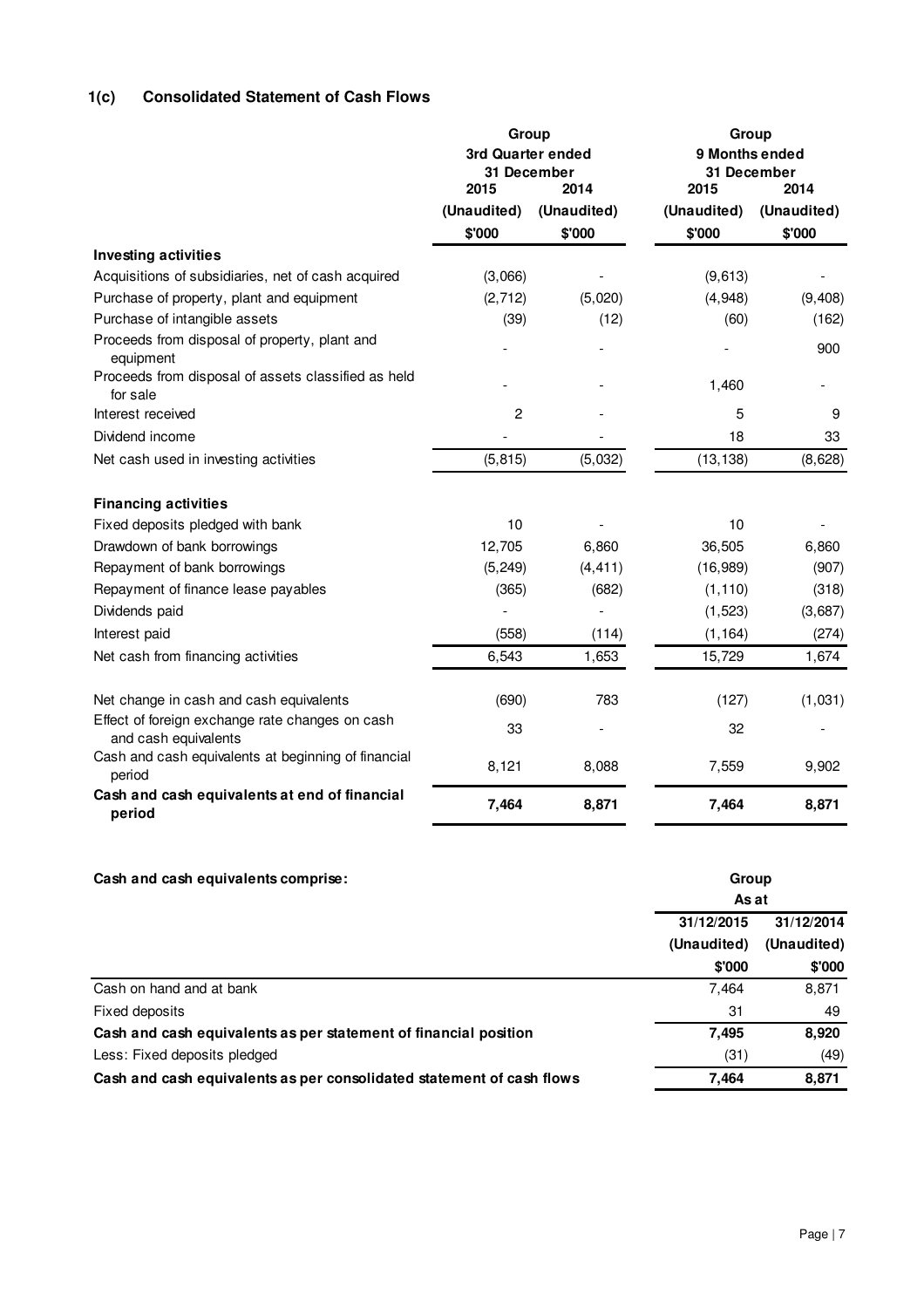### 1(c) Consolidated Statement of Cash Flows

| | Group | | Group | |
|---|---|---|---|---|
| | 3rd Quarter ended 31 December | | 9 Months ended 31 December | |
| | 2015 | 2014 | 2015 | 2014 |
| | (Unaudited) | (Unaudited) | (Unaudited) | (Unaudited) |
| | $'000 | $'000 | $'000 | $'000 |
| **Investing activities** | | | | |
| Acquisitions of subsidiaries, net of cash acquired | (3,066) | - | (9,613) | - |
| Purchase of property, plant and equipment | (2,712) | (5,020) | (4,948) | (9,408) |
| Purchase of intangible assets | (39) | (12) | (60) | (162) |
| Proceeds from disposal of property, plant and equipment | - | - | - | 900 |
| Proceeds from disposal of assets classified as held for sale | - | - | 1,460 | - |
| Interest received | 2 | - | 5 | 9 |
| Dividend income | - | - | 18 | 33 |
| Net cash used in investing activities | (5,815) | (5,032) | (13,138) | (8,628) |
| | | | | |
| **Financing activities** | | | | |
| Fixed deposits pledged with bank | 10 | - | 10 | - |
| Drawdown of bank borrowings | 12,705 | 6,860 | 36,505 | 6,860 |
| Repayment of bank borrowings | (5,249) | (4,411) | (16,989) | (907) |
| Repayment of finance lease payables | (365) | (682) | (1,110) | (318) |
| Dividends paid | - | - | (1,523) | (3,687) |
| Interest paid | (558) | (114) | (1,164) | (274) |
| Net cash from financing activities | 6,543 | 1,653 | 15,729 | 1,674 |
| | | | | |
| Net change in cash and cash equivalents | (690) | 783 | (127) | (1,031) |
| Effect of foreign exchange rate changes on cash and cash equivalents | 33 | - | 32 | - |
| Cash and cash equivalents at beginning of financial period | 8,121 | 8,088 | 7,559 | 9,902 |
| **Cash and cash equivalents at end of financial period** | **7,464** | **8,871** | **7,464** | **8,871** |

| **Cash and cash equivalents comprise:** | Group | |
|---|---|---|
| | As at | |
| | 31/12/2015 | 31/12/2014 |
| | (Unaudited) | (Unaudited) |
| | $'000 | $'000 |
| Cash on hand and at bank | 7,464 | 8,871 |
| Fixed deposits | 31 | 49 |
| **Cash and cash equivalents as per statement of financial position** | **7,495** | **8,920** |
| Less: Fixed deposits pledged | (31) | (49) |
| **Cash and cash equivalents as per consolidated statement of cash flows** | **7,464** | **8,871** |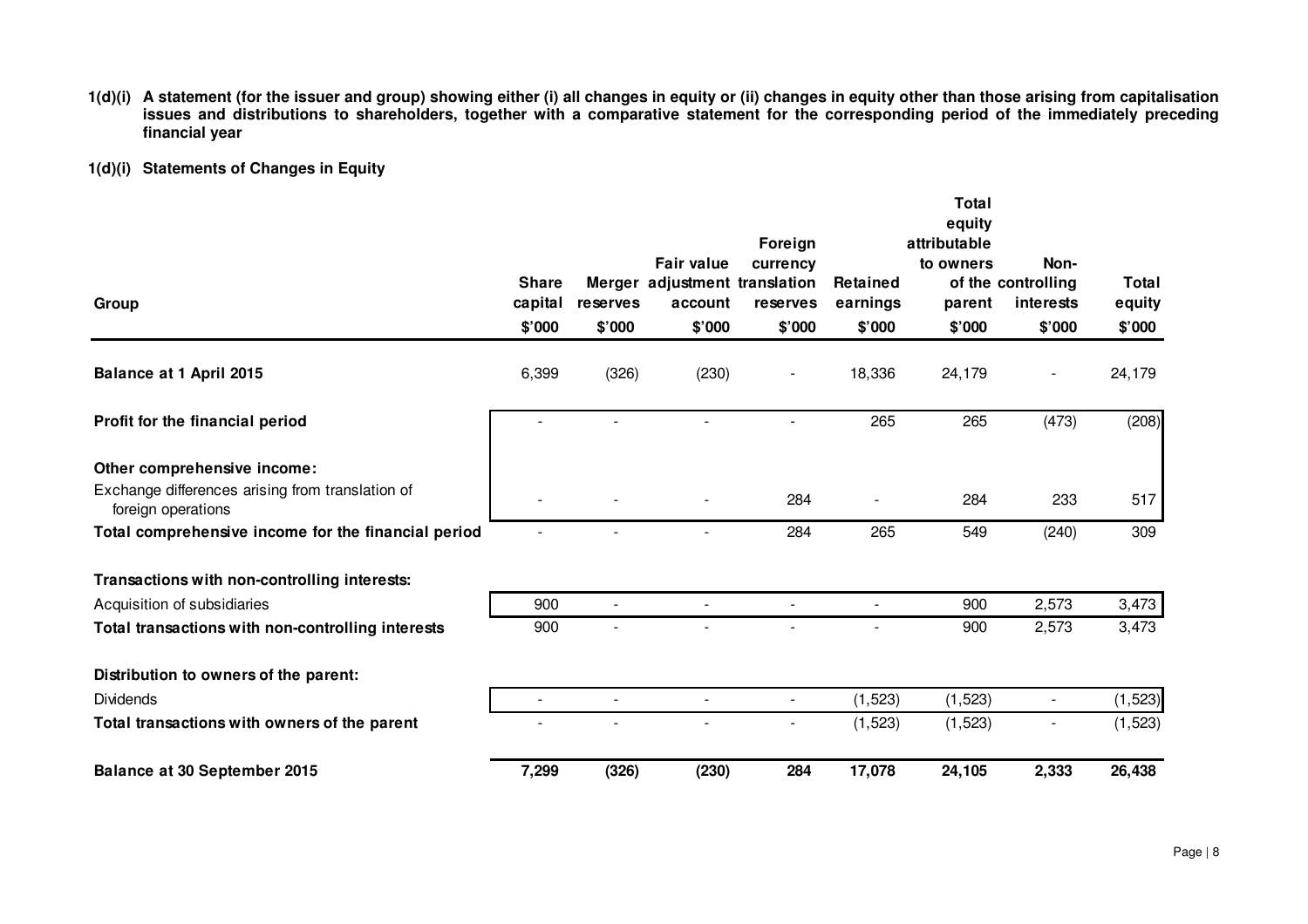**1(d)(i) A statement (for the issuer and group) showing either (i) all changes in equity or (ii) changes in equity other than those arising from capitalisation issues and distributions to shareholders, together with a comparative statement for the corresponding period of the immediately preceding financial year**

**1(d)(i) Statements of Changes in Equity**

| Group | Share capital | Merger reserves | Fair value adjustment account | Foreign currency translation reserves | Retained earnings | Total equity attributable to owners of the parent | Non-controlling interests | Total equity |
|---|---|---|---|---|---|---|---|---|
| | $'000 | $'000 | $'000 | $'000 | $'000 | $'000 | $'000 | $'000 |
| **Balance at 1 April 2015** | 6,399 | (326) | (230) | - | 18,336 | 24,179 | - | 24,179 |
| **Profit for the financial period** | - | - | - | - | 265 | 265 | (473) | (208) |
| **Other comprehensive income:** | | | | | | | | |
| Exchange differences arising from translation of foreign operations | - | - | - | 284 | - | 284 | 233 | 517 |
| **Total comprehensive income for the financial period** | - | - | - | 284 | 265 | 549 | (240) | 309 |
| **Transactions with non-controlling interests:** | | | | | | | | |
| Acquisition of subsidiaries | 900 | - | - | - | - | 900 | 2,573 | 3,473 |
| **Total transactions with non-controlling interests** | 900 | - | - | - | - | 900 | 2,573 | 3,473 |
| **Distribution to owners of the parent:** | | | | | | | | |
| Dividends | - | - | - | - | (1,523) | (1,523) | - | (1,523) |
| **Total transactions with owners of the parent** | - | - | - | - | (1,523) | (1,523) | - | (1,523) |
| **Balance at 30 September 2015** | **7,299** | **(326)** | **(230)** | **284** | **17,078** | **24,105** | **2,333** | **26,438** |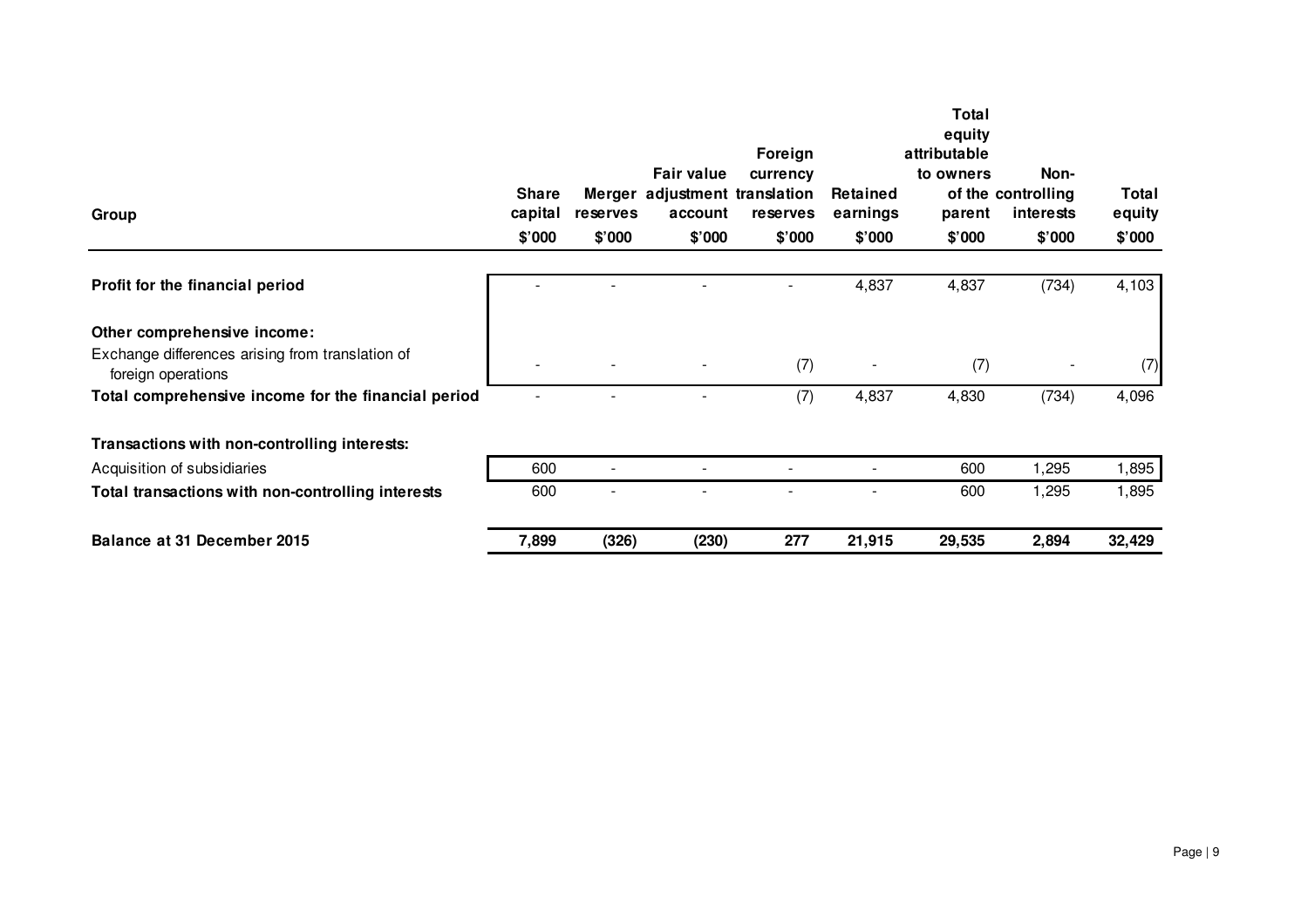| Group | Share capital | Merger reserves | Fair value adjustment account | Foreign currency translation reserves | Retained earnings | Total equity attributable to owners of the parent | Non-controlling interests | Total equity |
|---|---|---|---|---|---|---|---|---|
| | $'000 | $'000 | $'000 | $'000 | $'000 | $'000 | $'000 | $'000 |
| **Profit for the financial period** | - | - | - | - | 4,837 | 4,837 | (734) | 4,103 |
| **Other comprehensive income:** | | | | | | | | |
| Exchange differences arising from translation of foreign operations | - | - | - | (7) | - | (7) | - | (7) |
| **Total comprehensive income for the financial period** | - | - | - | (7) | 4,837 | 4,830 | (734) | 4,096 |
| **Transactions with non-controlling interests:** | | | | | | | | |
| Acquisition of subsidiaries | 600 | - | - | - | - | 600 | 1,295 | 1,895 |
| **Total transactions with non-controlling interests** | 600 | - | - | - | - | 600 | 1,295 | 1,895 |
| **Balance at 31 December 2015** | **7,899** | **(326)** | **(230)** | **277** | **21,915** | **29,535** | **2,894** | **32,429** |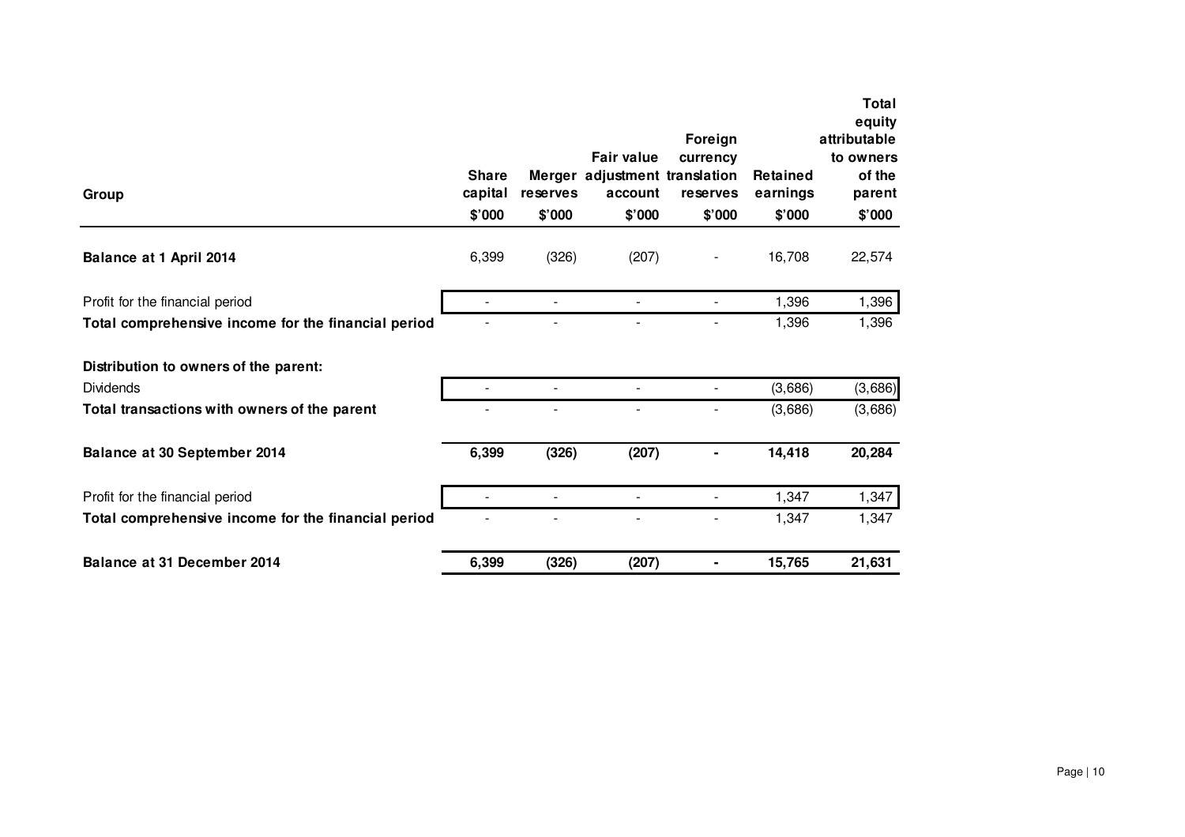| Group | Share capital | Merger reserves | Fair value adjustment account | Foreign currency translation reserves | Retained earnings | Total equity attributable to owners of the parent |
|---|---|---|---|---|---|---|
| | $'000 | $'000 | $'000 | $'000 | $'000 | $'000 |
| **Balance at 1 April 2014** | 6,399 | (326) | (207) | - | 16,708 | 22,574 |
| Profit for the financial period | - | - | - | - | 1,396 | 1,396 |
| **Total comprehensive income for the financial period** | - | - | - | - | 1,396 | 1,396 |
| **Distribution to owners of the parent:** | | | | | | |
| Dividends | - | - | - | - | (3,686) | (3,686) |
| **Total transactions with owners of the parent** | - | - | - | - | (3,686) | (3,686) |
| **Balance at 30 September 2014** | **6,399** | **(326)** | **(207)** | **-** | **14,418** | **20,284** |
| Profit for the financial period | - | - | - | - | 1,347 | 1,347 |
| **Total comprehensive income for the financial period** | - | - | - | - | 1,347 | 1,347 |
| **Balance at 31 December 2014** | **6,399** | **(326)** | **(207)** | **-** | **15,765** | **21,631** |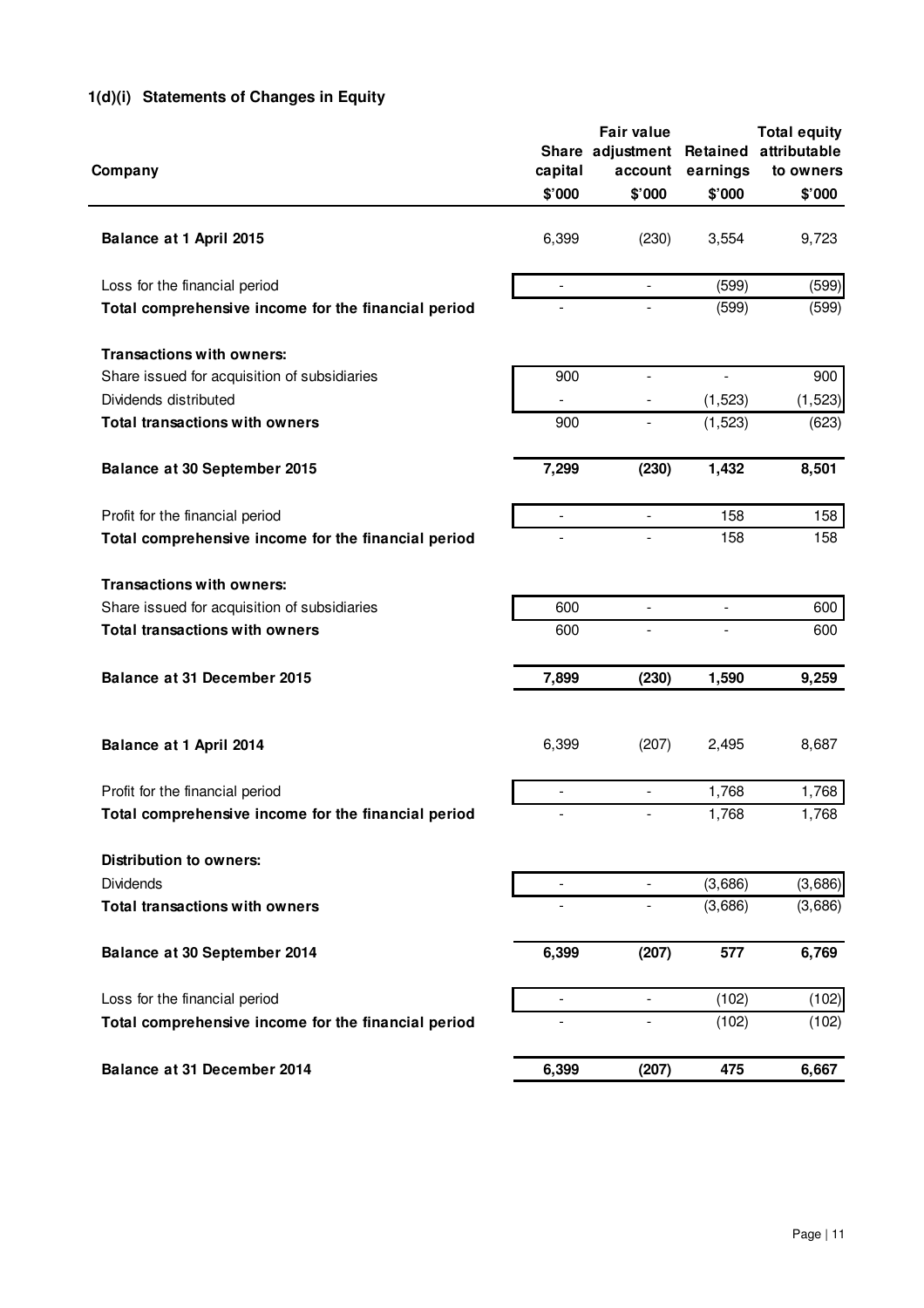### 1(d)(i) Statements of Changes in Equity

| Company | Share capital | Fair value adjustment account | Retained earnings | Total equity attributable to owners |
|---|---|---|---|---|
| | $'000 | $'000 | $'000 | $'000 |
| **Balance at 1 April 2015** | 6,399 | (230) | 3,554 | 9,723 |
| Loss for the financial period | - | - | (599) | (599) |
| **Total comprehensive income for the financial period** | - | - | (599) | (599) |
| **Transactions with owners:** | | | | |
| Share issued for acquisition of subsidiaries | 900 | - | - | 900 |
| Dividends distributed | - | - | (1,523) | (1,523) |
| **Total transactions with owners** | 900 | - | (1,523) | (623) |
| **Balance at 30 September 2015** | **7,299** | **(230)** | **1,432** | **8,501** |
| Profit for the financial period | - | - | 158 | 158 |
| **Total comprehensive income for the financial period** | - | - | 158 | 158 |
| **Transactions with owners:** | | | | |
| Share issued for acquisition of subsidiaries | 600 | - | - | 600 |
| **Total transactions with owners** | 600 | - | - | 600 |
| **Balance at 31 December 2015** | **7,899** | **(230)** | **1,590** | **9,259** |
| | | | | |
| **Balance at 1 April 2014** | 6,399 | (207) | 2,495 | 8,687 |
| Profit for the financial period | - | - | 1,768 | 1,768 |
| **Total comprehensive income for the financial period** | - | - | 1,768 | 1,768 |
| **Distribution to owners:** | | | | |
| Dividends | - | - | (3,686) | (3,686) |
| **Total transactions with owners** | - | - | (3,686) | (3,686) |
| **Balance at 30 September 2014** | **6,399** | **(207)** | **577** | **6,769** |
| Loss for the financial period | - | - | (102) | (102) |
| **Total comprehensive income for the financial period** | - | - | (102) | (102) |
| **Balance at 31 December 2014** | **6,399** | **(207)** | **475** | **6,667** |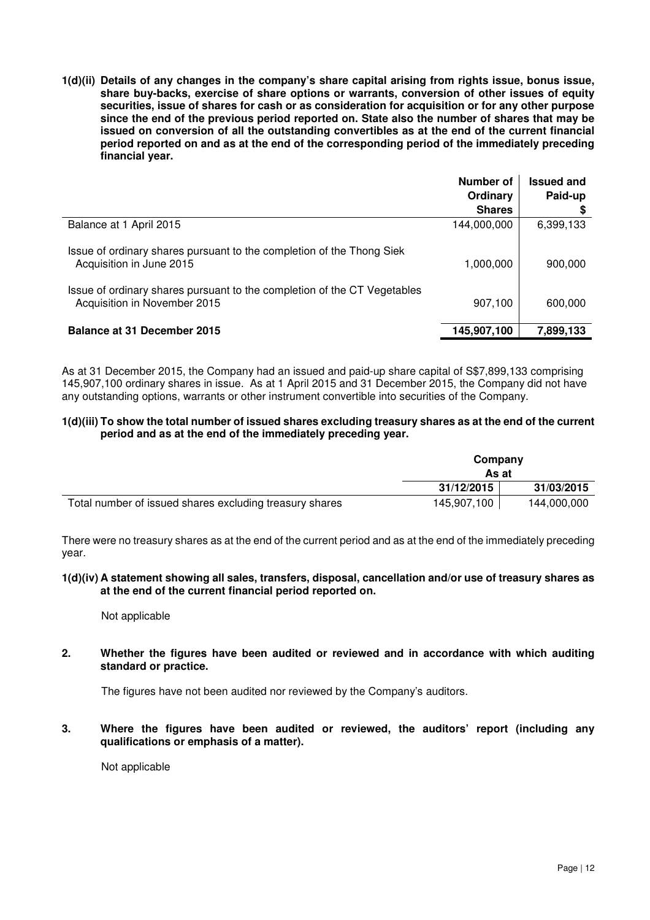**1(d)(ii) Details of any changes in the company's share capital arising from rights issue, bonus issue, share buy-backs, exercise of share options or warrants, conversion of other issues of equity securities, issue of shares for cash or as consideration for acquisition or for any other purpose since the end of the previous period reported on. State also the number of shares that may be issued on conversion of all the outstanding convertibles as at the end of the current financial period reported on and as at the end of the corresponding period of the immediately preceding financial year.**

| | Number of Ordinary Shares | Issued and Paid-up $ |
|---|---|---|
| Balance at 1 April 2015 | 144,000,000 | 6,399,133 |
| Issue of ordinary shares pursuant to the completion of the Thong Siek Acquisition in June 2015 | 1,000,000 | 900,000 |
| Issue of ordinary shares pursuant to the completion of the CT Vegetables Acquisition in November 2015 | 907,100 | 600,000 |
| **Balance at 31 December 2015** | **145,907,100** | **7,899,133** |

As at 31 December 2015, the Company had an issued and paid-up share capital of S$7,899,133 comprising 145,907,100 ordinary shares in issue. As at 1 April 2015 and 31 December 2015, the Company did not have any outstanding options, warrants or other instrument convertible into securities of the Company.

**1(d)(iii) To show the total number of issued shares excluding treasury shares as at the end of the current period and as at the end of the immediately preceding year.**

| | Company As at | |
|---|---|---|
| | **31/12/2015** | **31/03/2015** |
| Total number of issued shares excluding treasury shares | 145,907,100 | 144,000,000 |

There were no treasury shares as at the end of the current period and as at the end of the immediately preceding year.

**1(d)(iv) A statement showing all sales, transfers, disposal, cancellation and/or use of treasury shares as at the end of the current financial period reported on.**

Not applicable

**2. Whether the figures have been audited or reviewed and in accordance with which auditing standard or practice.**

The figures have not been audited nor reviewed by the Company's auditors.

**3. Where the figures have been audited or reviewed, the auditors' report (including any qualifications or emphasis of a matter).**

Not applicable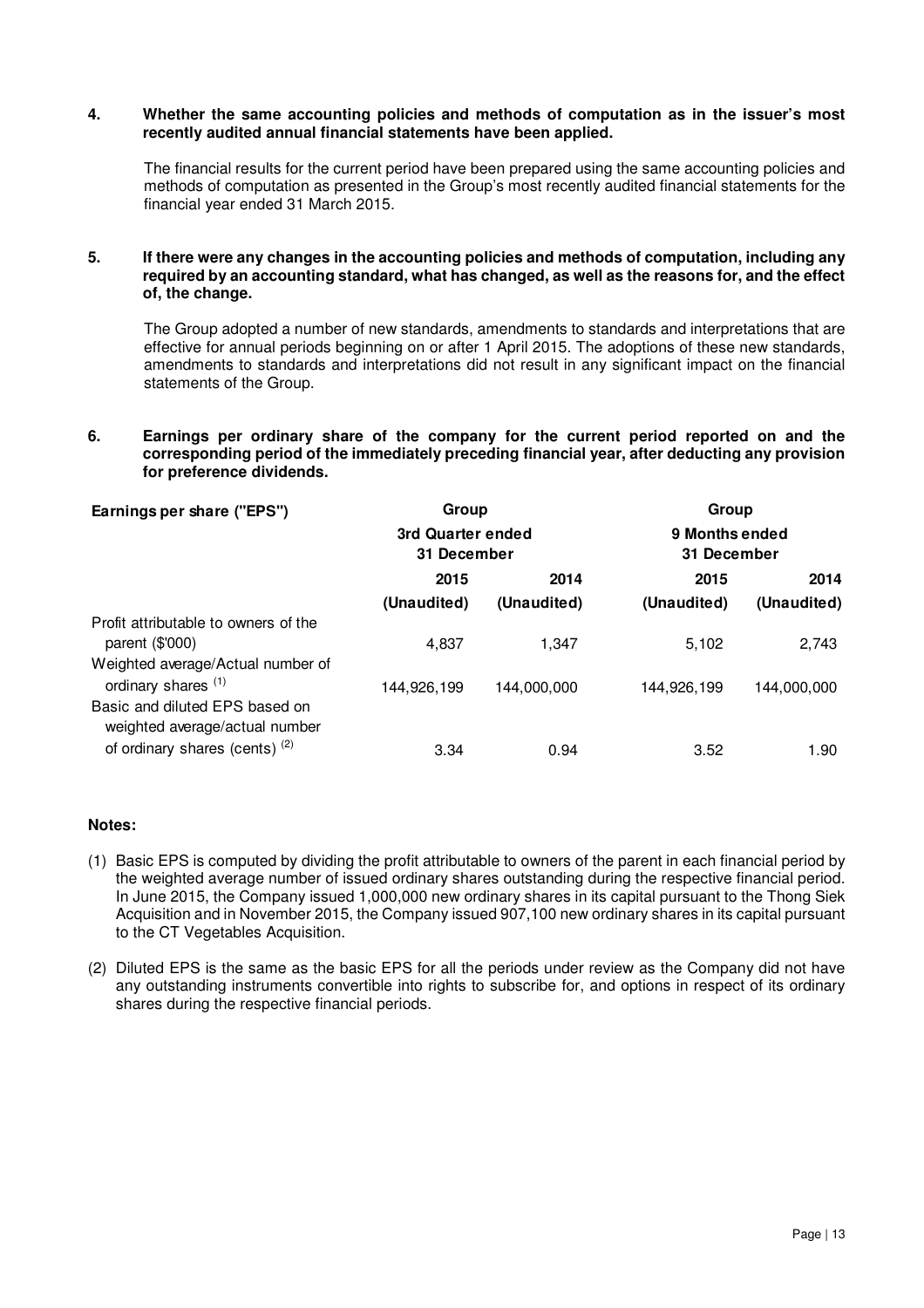**4. Whether the same accounting policies and methods of computation as in the issuer's most recently audited annual financial statements have been applied.**

The financial results for the current period have been prepared using the same accounting policies and methods of computation as presented in the Group's most recently audited financial statements for the financial year ended 31 March 2015.

**5. If there were any changes in the accounting policies and methods of computation, including any required by an accounting standard, what has changed, as well as the reasons for, and the effect of, the change.**

The Group adopted a number of new standards, amendments to standards and interpretations that are effective for annual periods beginning on or after 1 April 2015. The adoptions of these new standards, amendments to standards and interpretations did not result in any significant impact on the financial statements of the Group.

**6. Earnings per ordinary share of the company for the current period reported on and the corresponding period of the immediately preceding financial year, after deducting any provision for preference dividends.**

| Earnings per share ("EPS") | Group | | Group | |
|---|---|---|---|---|
| | 3rd Quarter ended 31 December | | 9 Months ended 31 December | |
| | 2015 | 2014 | 2015 | 2014 |
| | (Unaudited) | (Unaudited) | (Unaudited) | (Unaudited) |
| Profit attributable to owners of the parent ($'000) | 4,837 | 1,347 | 5,102 | 2,743 |
| Weighted average/Actual number of ordinary shares [1] | 144,926,199 | 144,000,000 | 144,926,199 | 144,000,000 |
| Basic and diluted EPS based on weighted average/actual number of ordinary shares (cents) [2] | 3.34 | 0.94 | 3.52 | 1.90 |

**Notes:**

(1) Basic EPS is computed by dividing the profit attributable to owners of the parent in each financial period by the weighted average number of issued ordinary shares outstanding during the respective financial period. In June 2015, the Company issued 1,000,000 new ordinary shares in its capital pursuant to the Thong Siek Acquisition and in November 2015, the Company issued 907,100 new ordinary shares in its capital pursuant to the CT Vegetables Acquisition.

(2) Diluted EPS is the same as the basic EPS for all the periods under review as the Company did not have any outstanding instruments convertible into rights to subscribe for, and options in respect of its ordinary shares during the respective financial periods.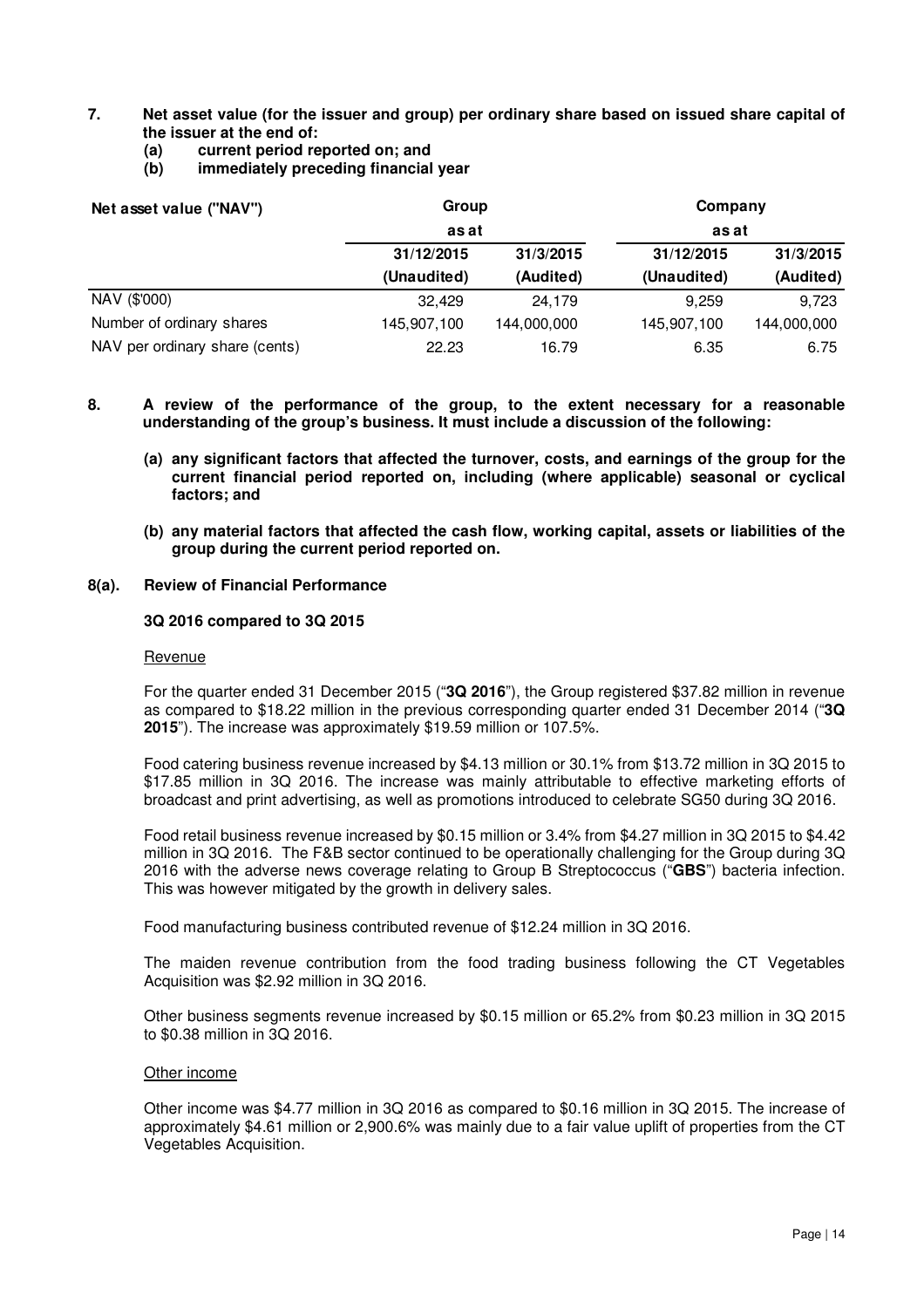**7. Net asset value (for the issuer and group) per ordinary share based on issued share capital of the issuer at the end of:**

**(a) current period reported on; and**

**(b) immediately preceding financial year**

| Net asset value ("NAV") | Group | | Company | |
|---|---|---|---|---|
| | as at | | as at | |
| | 31/12/2015 | 31/3/2015 | 31/12/2015 | 31/3/2015 |
| | (Unaudited) | (Audited) | (Unaudited) | (Audited) |
| NAV ($'000) | 32,429 | 24,179 | 9,259 | 9,723 |
| Number of ordinary shares | 145,907,100 | 144,000,000 | 145,907,100 | 144,000,000 |
| NAV per ordinary share (cents) | 22.23 | 16.79 | 6.35 | 6.75 |

**8. A review of the performance of the group, to the extent necessary for a reasonable understanding of the group's business. It must include a discussion of the following:**

**(a) any significant factors that affected the turnover, costs, and earnings of the group for the current financial period reported on, including (where applicable) seasonal or cyclical factors; and**

**(b) any material factors that affected the cash flow, working capital, assets or liabilities of the group during the current period reported on.**

**8(a). Review of Financial Performance**

**3Q 2016 compared to 3Q 2015**

Revenue

For the quarter ended 31 December 2015 ("**3Q 2016**"), the Group registered $37.82 million in revenue as compared to $18.22 million in the previous corresponding quarter ended 31 December 2014 ("**3Q 2015**"). The increase was approximately $19.59 million or 107.5%.

Food catering business revenue increased by $4.13 million or 30.1% from $13.72 million in 3Q 2015 to $17.85 million in 3Q 2016. The increase was mainly attributable to effective marketing efforts of broadcast and print advertising, as well as promotions introduced to celebrate SG50 during 3Q 2016.

Food retail business revenue increased by $0.15 million or 3.4% from $4.27 million in 3Q 2015 to $4.42 million in 3Q 2016. The F&B sector continued to be operationally challenging for the Group during 3Q 2016 with the adverse news coverage relating to Group B Streptococcus ("**GBS**") bacteria infection. This was however mitigated by the growth in delivery sales.

Food manufacturing business contributed revenue of $12.24 million in 3Q 2016.

The maiden revenue contribution from the food trading business following the CT Vegetables Acquisition was $2.92 million in 3Q 2016.

Other business segments revenue increased by $0.15 million or 65.2% from $0.23 million in 3Q 2015 to $0.38 million in 3Q 2016.

Other income

Other income was $4.77 million in 3Q 2016 as compared to $0.16 million in 3Q 2015. The increase of approximately $4.61 million or 2,900.6% was mainly due to a fair value uplift of properties from the CT Vegetables Acquisition.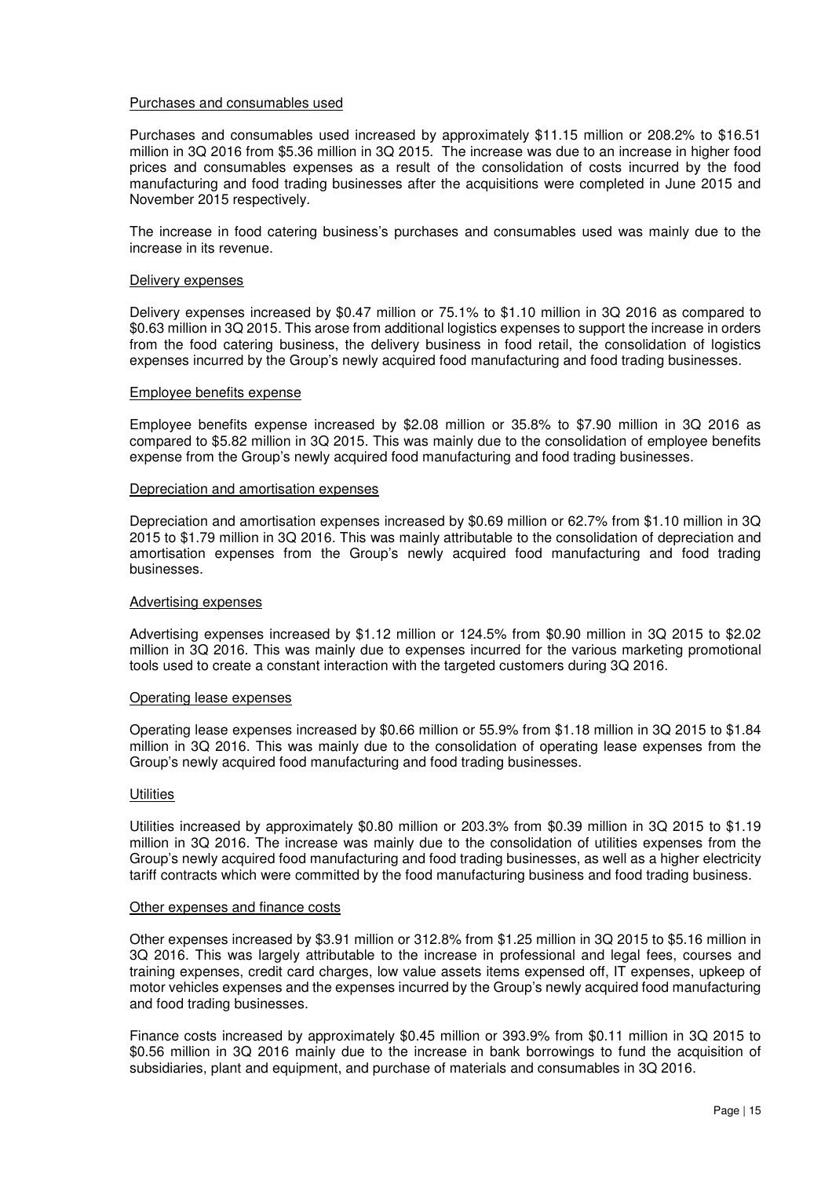### Purchases and consumables used

Purchases and consumables used increased by approximately $11.15 million or 208.2% to $16.51 million in 3Q 2016 from $5.36 million in 3Q 2015. The increase was due to an increase in higher food prices and consumables expenses as a result of the consolidation of costs incurred by the food manufacturing and food trading businesses after the acquisitions were completed in June 2015 and November 2015 respectively.

The increase in food catering business's purchases and consumables used was mainly due to the increase in its revenue.

### Delivery expenses

Delivery expenses increased by $0.47 million or 75.1% to $1.10 million in 3Q 2016 as compared to $0.63 million in 3Q 2015. This arose from additional logistics expenses to support the increase in orders from the food catering business, the delivery business in food retail, the consolidation of logistics expenses incurred by the Group's newly acquired food manufacturing and food trading businesses.

### Employee benefits expense

Employee benefits expense increased by $2.08 million or 35.8% to $7.90 million in 3Q 2016 as compared to $5.82 million in 3Q 2015. This was mainly due to the consolidation of employee benefits expense from the Group's newly acquired food manufacturing and food trading businesses.

### Depreciation and amortisation expenses

Depreciation and amortisation expenses increased by $0.69 million or 62.7% from $1.10 million in 3Q 2015 to $1.79 million in 3Q 2016. This was mainly attributable to the consolidation of depreciation and amortisation expenses from the Group's newly acquired food manufacturing and food trading businesses.

### Advertising expenses

Advertising expenses increased by $1.12 million or 124.5% from $0.90 million in 3Q 2015 to $2.02 million in 3Q 2016. This was mainly due to expenses incurred for the various marketing promotional tools used to create a constant interaction with the targeted customers during 3Q 2016.

### Operating lease expenses

Operating lease expenses increased by $0.66 million or 55.9% from $1.18 million in 3Q 2015 to $1.84 million in 3Q 2016. This was mainly due to the consolidation of operating lease expenses from the Group's newly acquired food manufacturing and food trading businesses.

### Utilities

Utilities increased by approximately $0.80 million or 203.3% from $0.39 million in 3Q 2015 to $1.19 million in 3Q 2016. The increase was mainly due to the consolidation of utilities expenses from the Group's newly acquired food manufacturing and food trading businesses, as well as a higher electricity tariff contracts which were committed by the food manufacturing business and food trading business.

### Other expenses and finance costs

Other expenses increased by $3.91 million or 312.8% from $1.25 million in 3Q 2015 to $5.16 million in 3Q 2016. This was largely attributable to the increase in professional and legal fees, courses and training expenses, credit card charges, low value assets items expensed off, IT expenses, upkeep of motor vehicles expenses and the expenses incurred by the Group's newly acquired food manufacturing and food trading businesses.

Finance costs increased by approximately $0.45 million or 393.9% from $0.11 million in 3Q 2015 to $0.56 million in 3Q 2016 mainly due to the increase in bank borrowings to fund the acquisition of subsidiaries, plant and equipment, and purchase of materials and consumables in 3Q 2016.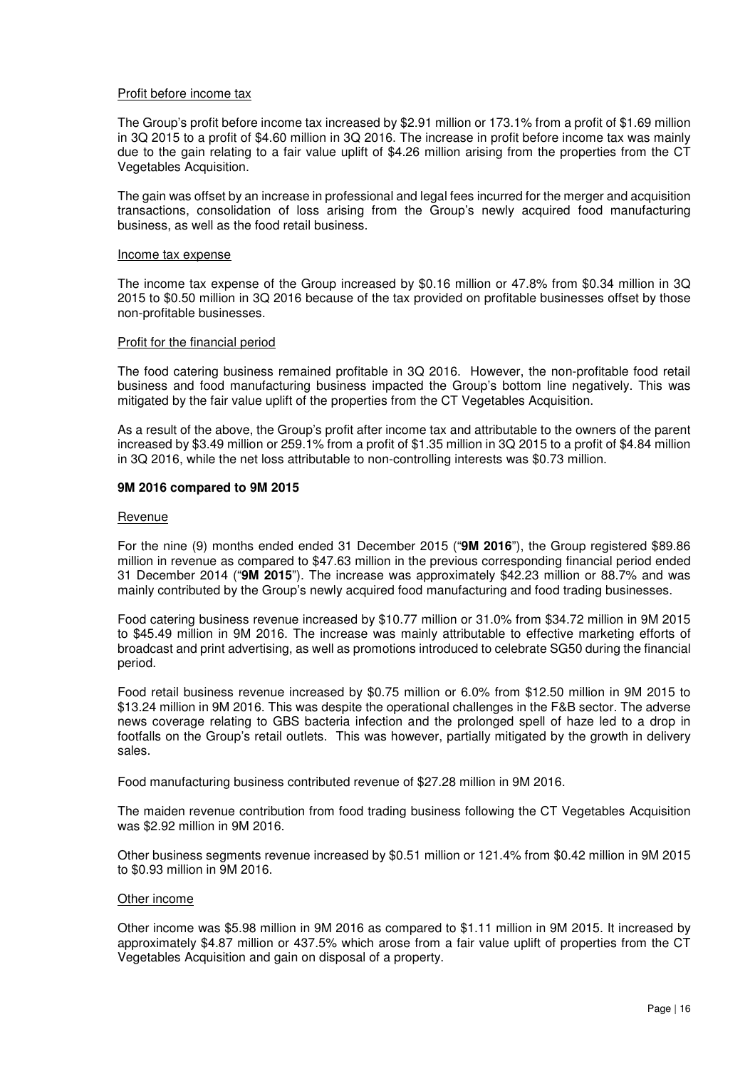Profit before income tax

The Group's profit before income tax increased by \$2.91 million or 173.1% from a profit of \$1.69 million in 3Q 2015 to a profit of \$4.60 million in 3Q 2016. The increase in profit before income tax was mainly due to the gain relating to a fair value uplift of \$4.26 million arising from the properties from the CT Vegetables Acquisition.

The gain was offset by an increase in professional and legal fees incurred for the merger and acquisition transactions, consolidation of loss arising from the Group's newly acquired food manufacturing business, as well as the food retail business.

Income tax expense

The income tax expense of the Group increased by \$0.16 million or 47.8% from \$0.34 million in 3Q 2015 to \$0.50 million in 3Q 2016 because of the tax provided on profitable businesses offset by those non-profitable businesses.

Profit for the financial period

The food catering business remained profitable in 3Q 2016. However, the non-profitable food retail business and food manufacturing business impacted the Group's bottom line negatively. This was mitigated by the fair value uplift of the properties from the CT Vegetables Acquisition.

As a result of the above, the Group's profit after income tax and attributable to the owners of the parent increased by \$3.49 million or 259.1% from a profit of \$1.35 million in 3Q 2015 to a profit of \$4.84 million in 3Q 2016, while the net loss attributable to non-controlling interests was \$0.73 million.

**9M 2016 compared to 9M 2015**

Revenue

For the nine (9) months ended ended 31 December 2015 ("**9M 2016**"), the Group registered \$89.86 million in revenue as compared to \$47.63 million in the previous corresponding financial period ended 31 December 2014 ("**9M 2015**"). The increase was approximately \$42.23 million or 88.7% and was mainly contributed by the Group's newly acquired food manufacturing and food trading businesses.

Food catering business revenue increased by \$10.77 million or 31.0% from \$34.72 million in 9M 2015 to \$45.49 million in 9M 2016. The increase was mainly attributable to effective marketing efforts of broadcast and print advertising, as well as promotions introduced to celebrate SG50 during the financial period.

Food retail business revenue increased by \$0.75 million or 6.0% from \$12.50 million in 9M 2015 to \$13.24 million in 9M 2016. This was despite the operational challenges in the F&B sector. The adverse news coverage relating to GBS bacteria infection and the prolonged spell of haze led to a drop in footfalls on the Group's retail outlets. This was however, partially mitigated by the growth in delivery sales.

Food manufacturing business contributed revenue of \$27.28 million in 9M 2016.

The maiden revenue contribution from food trading business following the CT Vegetables Acquisition was \$2.92 million in 9M 2016.

Other business segments revenue increased by \$0.51 million or 121.4% from \$0.42 million in 9M 2015 to \$0.93 million in 9M 2016.

Other income

Other income was \$5.98 million in 9M 2016 as compared to \$1.11 million in 9M 2015. It increased by approximately \$4.87 million or 437.5% which arose from a fair value uplift of properties from the CT Vegetables Acquisition and gain on disposal of a property.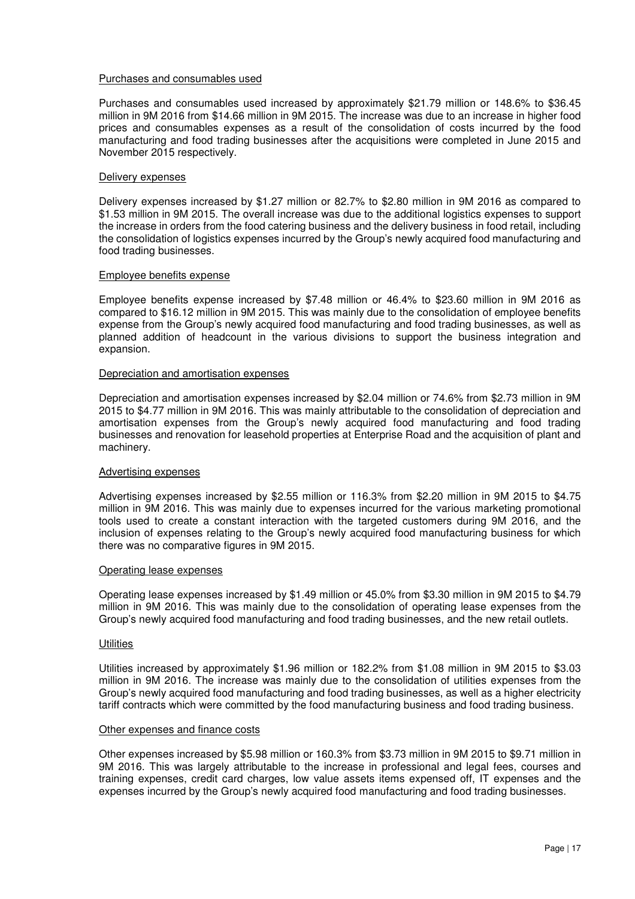Purchases and consumables used

Purchases and consumables used increased by approximately $21.79 million or 148.6% to $36.45 million in 9M 2016 from $14.66 million in 9M 2015. The increase was due to an increase in higher food prices and consumables expenses as a result of the consolidation of costs incurred by the food manufacturing and food trading businesses after the acquisitions were completed in June 2015 and November 2015 respectively.

Delivery expenses

Delivery expenses increased by $1.27 million or 82.7% to $2.80 million in 9M 2016 as compared to $1.53 million in 9M 2015. The overall increase was due to the additional logistics expenses to support the increase in orders from the food catering business and the delivery business in food retail, including the consolidation of logistics expenses incurred by the Group's newly acquired food manufacturing and food trading businesses.

Employee benefits expense

Employee benefits expense increased by $7.48 million or 46.4% to $23.60 million in 9M 2016 as compared to $16.12 million in 9M 2015. This was mainly due to the consolidation of employee benefits expense from the Group's newly acquired food manufacturing and food trading businesses, as well as planned addition of headcount in the various divisions to support the business integration and expansion.

Depreciation and amortisation expenses

Depreciation and amortisation expenses increased by $2.04 million or 74.6% from $2.73 million in 9M 2015 to $4.77 million in 9M 2016. This was mainly attributable to the consolidation of depreciation and amortisation expenses from the Group's newly acquired food manufacturing and food trading businesses and renovation for leasehold properties at Enterprise Road and the acquisition of plant and machinery.

Advertising expenses

Advertising expenses increased by $2.55 million or 116.3% from $2.20 million in 9M 2015 to $4.75 million in 9M 2016. This was mainly due to expenses incurred for the various marketing promotional tools used to create a constant interaction with the targeted customers during 9M 2016, and the inclusion of expenses relating to the Group's newly acquired food manufacturing business for which there was no comparative figures in 9M 2015.

Operating lease expenses

Operating lease expenses increased by $1.49 million or 45.0% from $3.30 million in 9M 2015 to $4.79 million in 9M 2016. This was mainly due to the consolidation of operating lease expenses from the Group's newly acquired food manufacturing and food trading businesses, and the new retail outlets.

Utilities

Utilities increased by approximately $1.96 million or 182.2% from $1.08 million in 9M 2015 to $3.03 million in 9M 2016. The increase was mainly due to the consolidation of utilities expenses from the Group's newly acquired food manufacturing and food trading businesses, as well as a higher electricity tariff contracts which were committed by the food manufacturing business and food trading business.

Other expenses and finance costs

Other expenses increased by $5.98 million or 160.3% from $3.73 million in 9M 2015 to $9.71 million in 9M 2016. This was largely attributable to the increase in professional and legal fees, courses and training expenses, credit card charges, low value assets items expensed off, IT expenses and the expenses incurred by the Group's newly acquired food manufacturing and food trading businesses.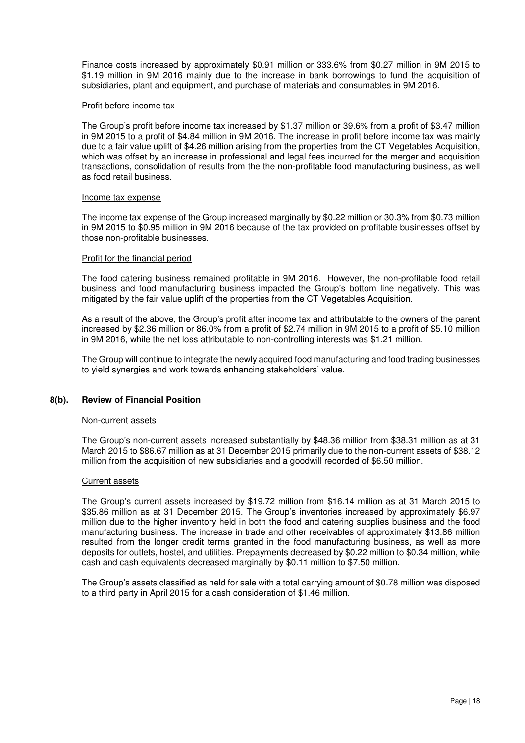Finance costs increased by approximately $0.91 million or 333.6% from $0.27 million in 9M 2015 to $1.19 million in 9M 2016 mainly due to the increase in bank borrowings to fund the acquisition of subsidiaries, plant and equipment, and purchase of materials and consumables in 9M 2016.

Profit before income tax

The Group's profit before income tax increased by $1.37 million or 39.6% from a profit of $3.47 million in 9M 2015 to a profit of $4.84 million in 9M 2016. The increase in profit before income tax was mainly due to a fair value uplift of $4.26 million arising from the properties from the CT Vegetables Acquisition, which was offset by an increase in professional and legal fees incurred for the merger and acquisition transactions, consolidation of results from the the non-profitable food manufacturing business, as well as food retail business.

Income tax expense

The income tax expense of the Group increased marginally by $0.22 million or 30.3% from $0.73 million in 9M 2015 to $0.95 million in 9M 2016 because of the tax provided on profitable businesses offset by those non-profitable businesses.

Profit for the financial period

The food catering business remained profitable in 9M 2016. However, the non-profitable food retail business and food manufacturing business impacted the Group's bottom line negatively. This was mitigated by the fair value uplift of the properties from the CT Vegetables Acquisition.

As a result of the above, the Group's profit after income tax and attributable to the owners of the parent increased by $2.36 million or 86.0% from a profit of $2.74 million in 9M 2015 to a profit of $5.10 million in 9M 2016, while the net loss attributable to non-controlling interests was $1.21 million.

The Group will continue to integrate the newly acquired food manufacturing and food trading businesses to yield synergies and work towards enhancing stakeholders' value.

## 8(b). Review of Financial Position

Non-current assets

The Group's non-current assets increased substantially by $48.36 million from $38.31 million as at 31 March 2015 to $86.67 million as at 31 December 2015 primarily due to the non-current assets of $38.12 million from the acquisition of new subsidiaries and a goodwill recorded of $6.50 million.

Current assets

The Group's current assets increased by $19.72 million from $16.14 million as at 31 March 2015 to $35.86 million as at 31 December 2015. The Group's inventories increased by approximately $6.97 million due to the higher inventory held in both the food and catering supplies business and the food manufacturing business. The increase in trade and other receivables of approximately $13.86 million resulted from the longer credit terms granted in the food manufacturing business, as well as more deposits for outlets, hostel, and utilities. Prepayments decreased by $0.22 million to $0.34 million, while cash and cash equivalents decreased marginally by $0.11 million to $7.50 million.

The Group's assets classified as held for sale with a total carrying amount of $0.78 million was disposed to a third party in April 2015 for a cash consideration of $1.46 million.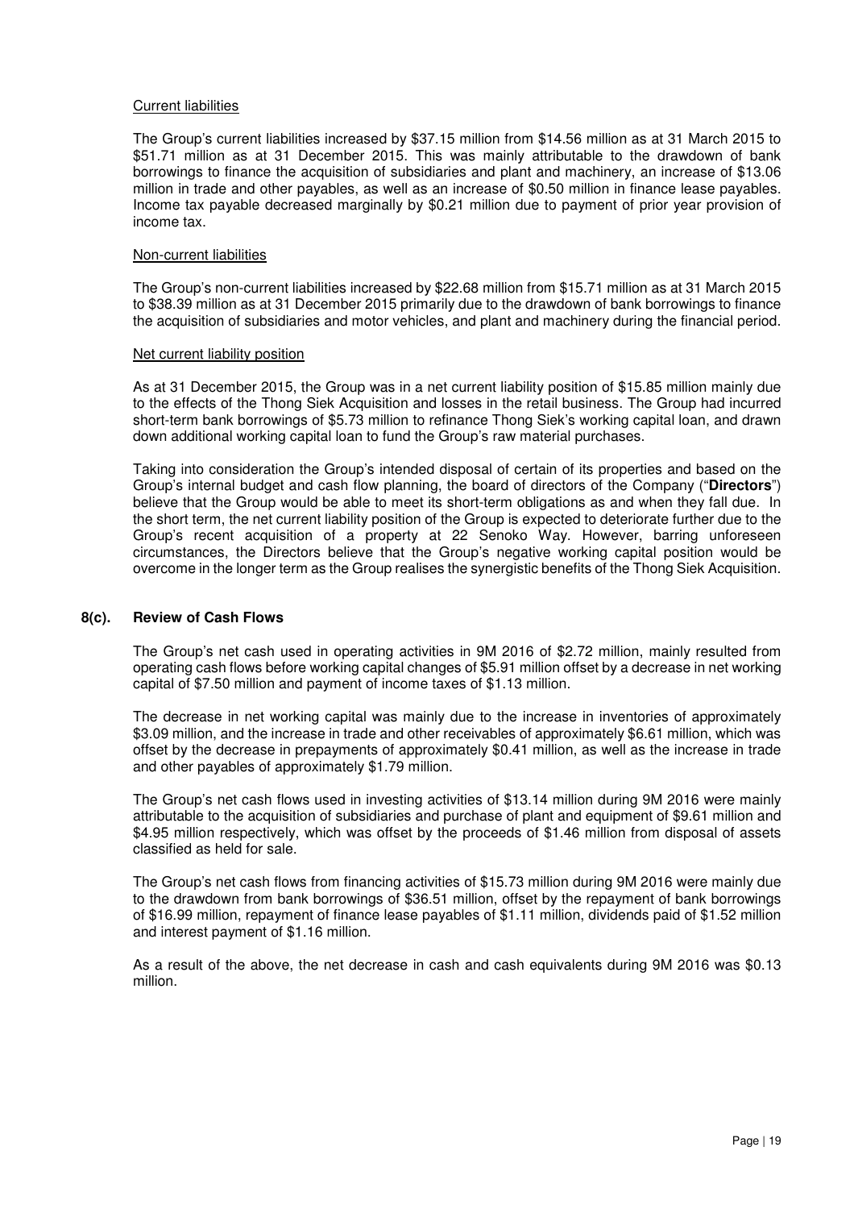<u>Current liabilities</u>

The Group's current liabilities increased by $37.15 million from $14.56 million as at 31 March 2015 to $51.71 million as at 31 December 2015. This was mainly attributable to the drawdown of bank borrowings to finance the acquisition of subsidiaries and plant and machinery, an increase of $13.06 million in trade and other payables, as well as an increase of $0.50 million in finance lease payables. Income tax payable decreased marginally by $0.21 million due to payment of prior year provision of income tax.

<u>Non-current liabilities</u>

The Group's non-current liabilities increased by $22.68 million from $15.71 million as at 31 March 2015 to $38.39 million as at 31 December 2015 primarily due to the drawdown of bank borrowings to finance the acquisition of subsidiaries and motor vehicles, and plant and machinery during the financial period.

<u>Net current liability position</u>

As at 31 December 2015, the Group was in a net current liability position of $15.85 million mainly due to the effects of the Thong Siek Acquisition and losses in the retail business. The Group had incurred short-term bank borrowings of $5.73 million to refinance Thong Siek's working capital loan, and drawn down additional working capital loan to fund the Group's raw material purchases.

Taking into consideration the Group's intended disposal of certain of its properties and based on the Group's internal budget and cash flow planning, the board of directors of the Company ("**Directors**") believe that the Group would be able to meet its short-term obligations as and when they fall due. In the short term, the net current liability position of the Group is expected to deteriorate further due to the Group's recent acquisition of a property at 22 Senoko Way. However, barring unforeseen circumstances, the Directors believe that the Group's negative working capital position would be overcome in the longer term as the Group realises the synergistic benefits of the Thong Siek Acquisition.

## 8(c). Review of Cash Flows

The Group's net cash used in operating activities in 9M 2016 of $2.72 million, mainly resulted from operating cash flows before working capital changes of $5.91 million offset by a decrease in net working capital of $7.50 million and payment of income taxes of $1.13 million.

The decrease in net working capital was mainly due to the increase in inventories of approximately $3.09 million, and the increase in trade and other receivables of approximately $6.61 million, which was offset by the decrease in prepayments of approximately $0.41 million, as well as the increase in trade and other payables of approximately $1.79 million.

The Group's net cash flows used in investing activities of $13.14 million during 9M 2016 were mainly attributable to the acquisition of subsidiaries and purchase of plant and equipment of $9.61 million and $4.95 million respectively, which was offset by the proceeds of $1.46 million from disposal of assets classified as held for sale.

The Group's net cash flows from financing activities of $15.73 million during 9M 2016 were mainly due to the drawdown from bank borrowings of $36.51 million, offset by the repayment of bank borrowings of $16.99 million, repayment of finance lease payables of $1.11 million, dividends paid of $1.52 million and interest payment of $1.16 million.

As a result of the above, the net decrease in cash and cash equivalents during 9M 2016 was $0.13 million.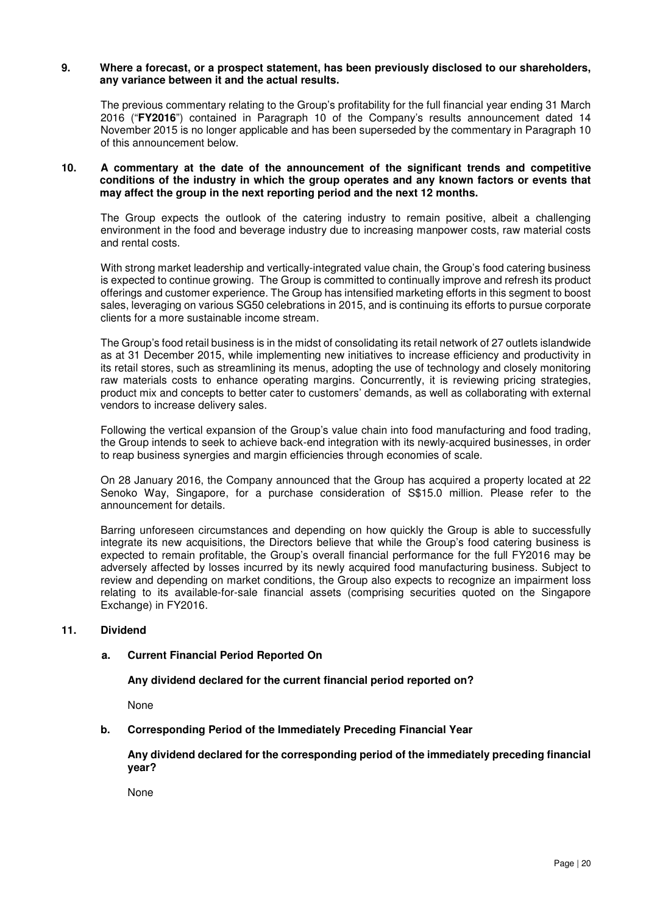**9. Where a forecast, or a prospect statement, has been previously disclosed to our shareholders, any variance between it and the actual results.**

The previous commentary relating to the Group's profitability for the full financial year ending 31 March 2016 ("**FY2016**") contained in Paragraph 10 of the Company's results announcement dated 14 November 2015 is no longer applicable and has been superseded by the commentary in Paragraph 10 of this announcement below.

**10. A commentary at the date of the announcement of the significant trends and competitive conditions of the industry in which the group operates and any known factors or events that may affect the group in the next reporting period and the next 12 months.**

The Group expects the outlook of the catering industry to remain positive, albeit a challenging environment in the food and beverage industry due to increasing manpower costs, raw material costs and rental costs.

With strong market leadership and vertically-integrated value chain, the Group's food catering business is expected to continue growing. The Group is committed to continually improve and refresh its product offerings and customer experience. The Group has intensified marketing efforts in this segment to boost sales, leveraging on various SG50 celebrations in 2015, and is continuing its efforts to pursue corporate clients for a more sustainable income stream.

The Group's food retail business is in the midst of consolidating its retail network of 27 outlets islandwide as at 31 December 2015, while implementing new initiatives to increase efficiency and productivity in its retail stores, such as streamlining its menus, adopting the use of technology and closely monitoring raw materials costs to enhance operating margins. Concurrently, it is reviewing pricing strategies, product mix and concepts to better cater to customers' demands, as well as collaborating with external vendors to increase delivery sales.

Following the vertical expansion of the Group's value chain into food manufacturing and food trading, the Group intends to seek to achieve back-end integration with its newly-acquired businesses, in order to reap business synergies and margin efficiencies through economies of scale.

On 28 January 2016, the Company announced that the Group has acquired a property located at 22 Senoko Way, Singapore, for a purchase consideration of S$15.0 million. Please refer to the announcement for details.

Barring unforeseen circumstances and depending on how quickly the Group is able to successfully integrate its new acquisitions, the Directors believe that while the Group's food catering business is expected to remain profitable, the Group's overall financial performance for the full FY2016 may be adversely affected by losses incurred by its newly acquired food manufacturing business. Subject to review and depending on market conditions, the Group also expects to recognize an impairment loss relating to its available-for-sale financial assets (comprising securities quoted on the Singapore Exchange) in FY2016.

**11. Dividend**

**a. Current Financial Period Reported On**

**Any dividend declared for the current financial period reported on?**

None

**b. Corresponding Period of the Immediately Preceding Financial Year**

**Any dividend declared for the corresponding period of the immediately preceding financial year?**

None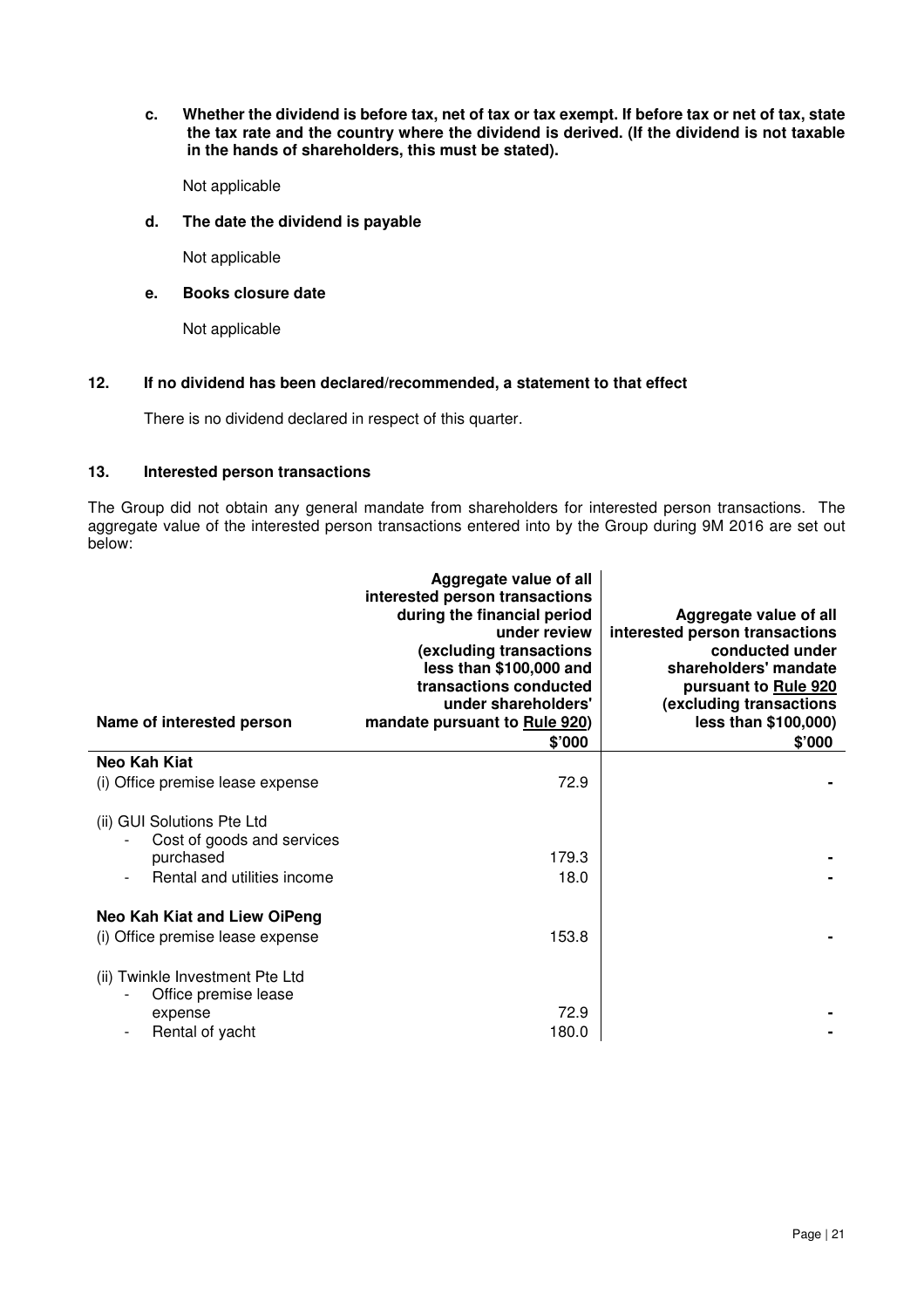**c. Whether the dividend is before tax, net of tax or tax exempt. If before tax or net of tax, state the tax rate and the country where the dividend is derived. (If the dividend is not taxable in the hands of shareholders, this must be stated).**

Not applicable

**d. The date the dividend is payable**

Not applicable

**e. Books closure date**

Not applicable

### 12. If no dividend has been declared/recommended, a statement to that effect

There is no dividend declared in respect of this quarter.

### 13. Interested person transactions

The Group did not obtain any general mandate from shareholders for interested person transactions. The aggregate value of the interested person transactions entered into by the Group during 9M 2016 are set out below:

| Name of interested person | Aggregate value of all interested person transactions during the financial period under review (excluding transactions less than $100,000 and transactions conducted under shareholders' mandate pursuant to Rule 920) | Aggregate value of all interested person transactions conducted under shareholders' mandate pursuant to Rule 920 (excluding transactions less than $100,000) |
|---|---|---|
| | $'000 | $'000 |
| **Neo Kah Kiat** | | |
| (i) Office premise lease expense | 72.9 | - |
| (ii) GUI Solutions Pte Ltd | | |
| - Cost of goods and services purchased | 179.3 | - |
| - Rental and utilities income | 18.0 | - |
| **Neo Kah Kiat and Liew OiPeng** | | |
| (i) Office premise lease expense | 153.8 | - |
| (ii) Twinkle Investment Pte Ltd | | |
| - Office premise lease expense | 72.9 | - |
| - Rental of yacht | 180.0 | - |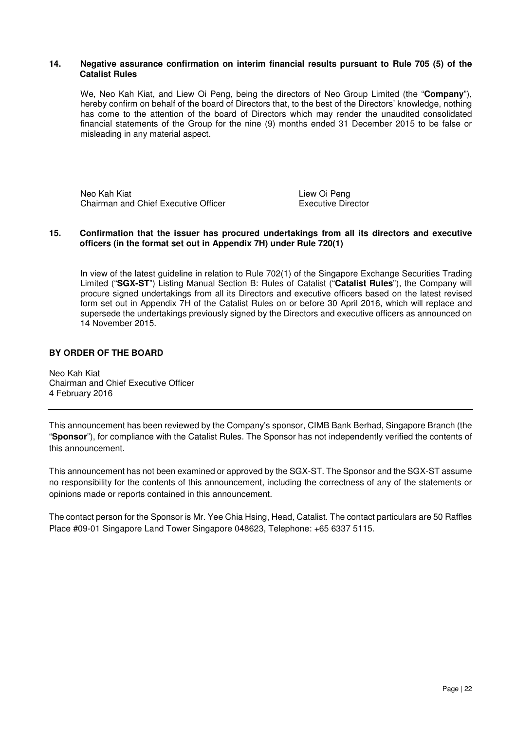**14. Negative assurance confirmation on interim financial results pursuant to Rule 705 (5) of the Catalist Rules**

We, Neo Kah Kiat, and Liew Oi Peng, being the directors of Neo Group Limited (the "**Company**"), hereby confirm on behalf of the board of Directors that, to the best of the Directors' knowledge, nothing has come to the attention of the board of Directors which may render the unaudited consolidated financial statements of the Group for the nine (9) months ended 31 December 2015 to be false or misleading in any material aspect.

| | |
|---|---|
| Neo Kah Kiat | Liew Oi Peng |
| Chairman and Chief Executive Officer | Executive Director |

**15. Confirmation that the issuer has procured undertakings from all its directors and executive officers (in the format set out in Appendix 7H) under Rule 720(1)**

In view of the latest guideline in relation to Rule 702(1) of the Singapore Exchange Securities Trading Limited ("**SGX-ST**") Listing Manual Section B: Rules of Catalist ("**Catalist Rules**"), the Company will procure signed undertakings from all its Directors and executive officers based on the latest revised form set out in Appendix 7H of the Catalist Rules on or before 30 April 2016, which will replace and supersede the undertakings previously signed by the Directors and executive officers as announced on 14 November 2015.

**BY ORDER OF THE BOARD**

Neo Kah Kiat
Chairman and Chief Executive Officer
4 February 2016

---

This announcement has been reviewed by the Company's sponsor, CIMB Bank Berhad, Singapore Branch (the "**Sponsor**"), for compliance with the Catalist Rules. The Sponsor has not independently verified the contents of this announcement.

This announcement has not been examined or approved by the SGX-ST. The Sponsor and the SGX-ST assume no responsibility for the contents of this announcement, including the correctness of any of the statements or opinions made or reports contained in this announcement.

The contact person for the Sponsor is Mr. Yee Chia Hsing, Head, Catalist. The contact particulars are 50 Raffles Place #09-01 Singapore Land Tower Singapore 048623, Telephone: +65 6337 5115.